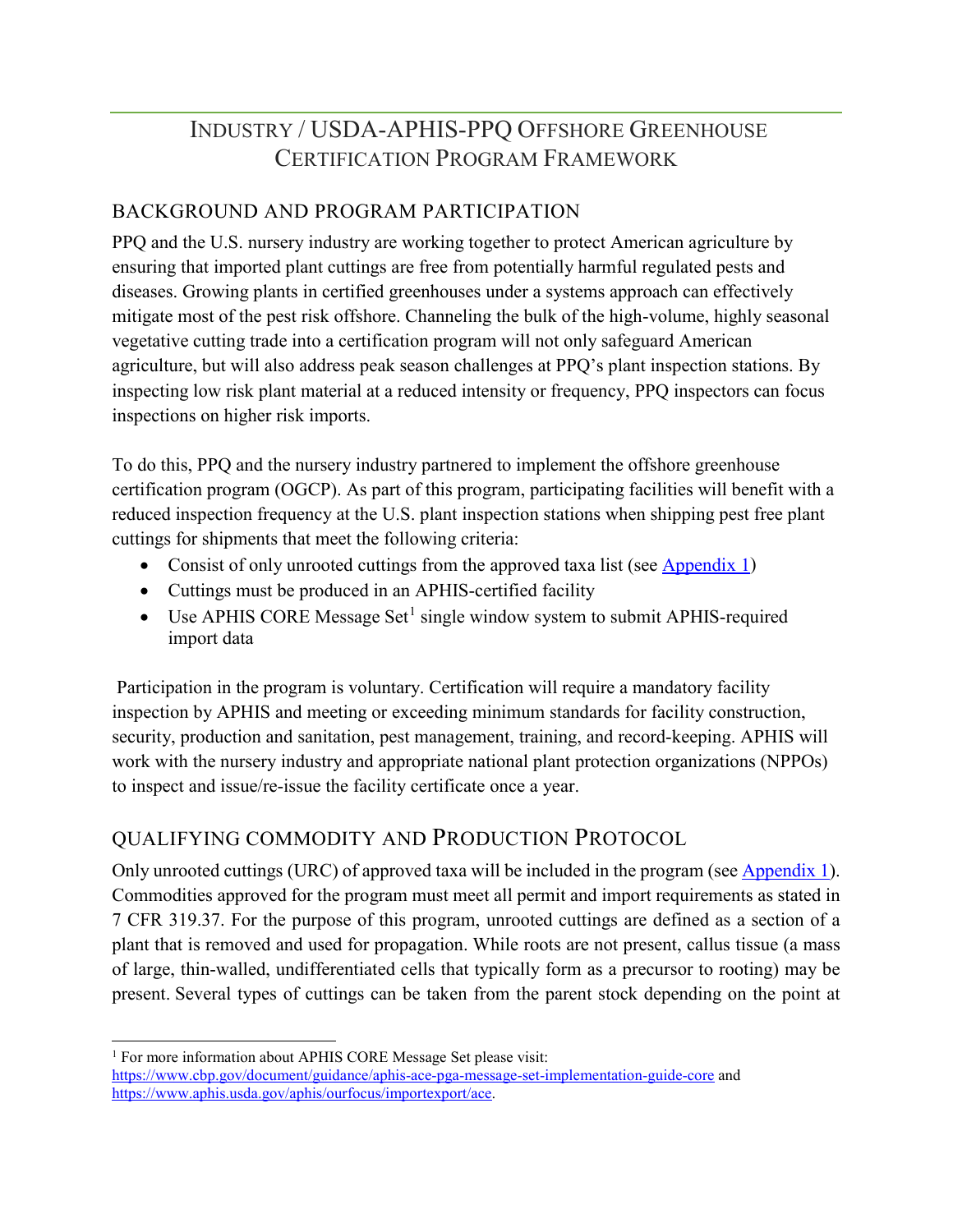# INDUSTRY / USDA-APHIS-PPQ OFFSHORE GREENHOUSE CERTIFICATION PROGRAM FRAMEWORK

## BACKGROUND AND PROGRAM PARTICIPATION

PPQ and the U.S. nursery industry are working together to protect American agriculture by ensuring that imported plant cuttings are free from potentially harmful regulated pests and diseases. Growing plants in certified greenhouses under a systems approach can effectively mitigate most of the pest risk offshore. Channeling the bulk of the high-volume, highly seasonal vegetative cutting trade into a certification program will not only safeguard American agriculture, but will also address peak season challenges at PPQ's plant inspection stations. By inspecting low risk plant material at a reduced intensity or frequency, PPQ inspectors can focus inspections on higher risk imports.

To do this, PPQ and the nursery industry partnered to implement the offshore greenhouse certification program (OGCP). As part of this program, participating facilities will benefit with a reduced inspection frequency at the U.S. plant inspection stations when shipping pest free plant cuttings for shipments that meet the following criteria:

- Consist of only unrooted cuttings from the approved taxa list (see Appendix 1)
- Cuttings must be produced in an APHIS-certified facility
- Use APHIS CORE Message Set[1] single window system to submit APHIS-required import data

Participation in the program is voluntary. Certification will require a mandatory facility inspection by APHIS and meeting or exceeding minimum standards for facility construction, security, production and sanitation, pest management, training, and record-keeping. APHIS will work with the nursery industry and appropriate national plant protection organizations (NPPOs) to inspect and issue/re-issue the facility certificate once a year.

## QUALIFYING COMMODITY AND PRODUCTION PROTOCOL

Only unrooted cuttings (URC) of approved taxa will be included in the program (see Appendix 1). Commodities approved for the program must meet all permit and import requirements as stated in 7 CFR 319.37. For the purpose of this program, unrooted cuttings are defined as a section of a plant that is removed and used for propagation. While roots are not present, callus tissue (a mass of large, thin-walled, undifferentiated cells that typically form as a precursor to rooting) may be present. Several types of cuttings can be taken from the parent stock depending on the point at

[1] For more information about APHIS CORE Message Set please visit: https://www.cbp.gov/document/guidance/aphis-ace-pga-message-set-implementation-guide-core and https://www.aphis.usda.gov/aphis/ourfocus/importexport/ace.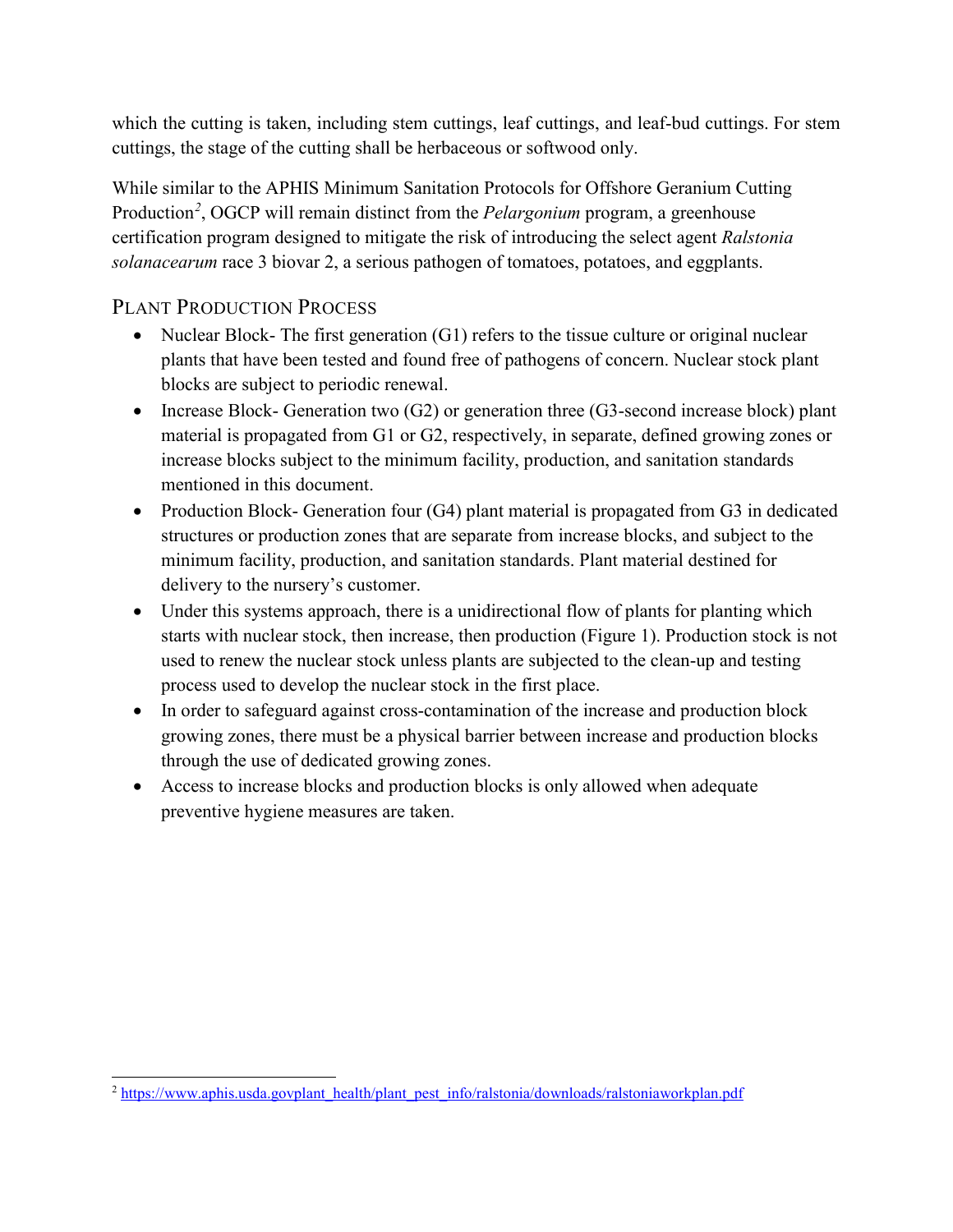which the cutting is taken, including stem cuttings, leaf cuttings, and leaf-bud cuttings. For stem cuttings, the stage of the cutting shall be herbaceous or softwood only.

While similar to the APHIS Minimum Sanitation Protocols for Offshore Geranium Cutting Production[2], OGCP will remain distinct from the *Pelargonium* program, a greenhouse certification program designed to mitigate the risk of introducing the select agent *Ralstonia solanacearum* race 3 biovar 2, a serious pathogen of tomatoes, potatoes, and eggplants.

## Plant Production Process

- Nuclear Block- The first generation (G1) refers to the tissue culture or original nuclear plants that have been tested and found free of pathogens of concern. Nuclear stock plant blocks are subject to periodic renewal.
- Increase Block- Generation two (G2) or generation three (G3-second increase block) plant material is propagated from G1 or G2, respectively, in separate, defined growing zones or increase blocks subject to the minimum facility, production, and sanitation standards mentioned in this document.
- Production Block- Generation four (G4) plant material is propagated from G3 in dedicated structures or production zones that are separate from increase blocks, and subject to the minimum facility, production, and sanitation standards. Plant material destined for delivery to the nursery's customer.
- Under this systems approach, there is a unidirectional flow of plants for planting which starts with nuclear stock, then increase, then production (Figure 1). Production stock is not used to renew the nuclear stock unless plants are subjected to the clean-up and testing process used to develop the nuclear stock in the first place.
- In order to safeguard against cross-contamination of the increase and production block growing zones, there must be a physical barrier between increase and production blocks through the use of dedicated growing zones.
- Access to increase blocks and production blocks is only allowed when adequate preventive hygiene measures are taken.

---

[2] https://www.aphis.usda.govplant_health/plant_pest_info/ralstonia/downloads/ralstoniaworkplan.pdf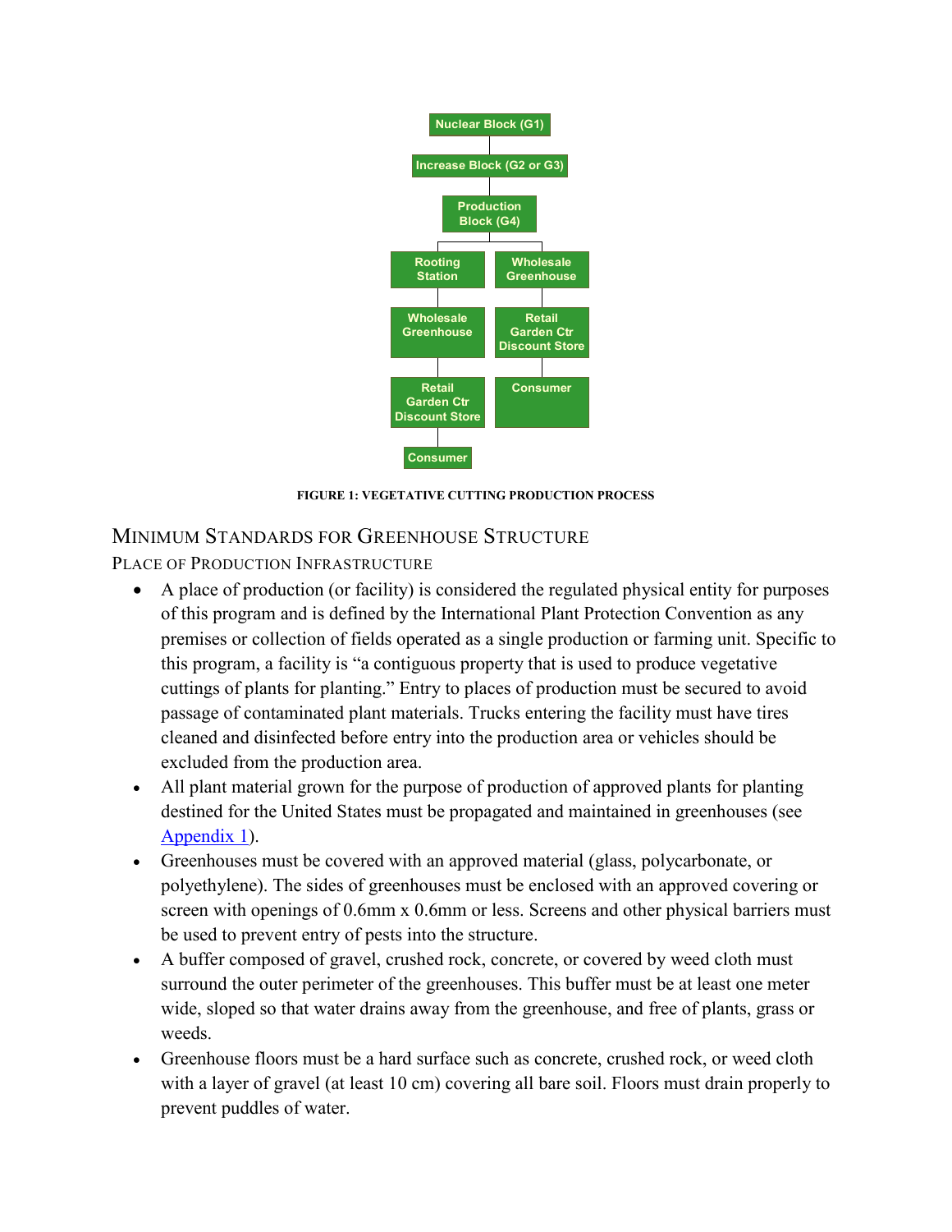Nuclear Block (G1)

Increase Block (G2 or G3)

Production Block (G4)

Rooting Station → Wholesale Greenhouse → Retail Garden Ctr Discount Store → Consumer

Wholesale Greenhouse → Retail Garden Ctr Discount Store → Consumer

**FIGURE 1: VEGETATIVE CUTTING PRODUCTION PROCESS**

## Minimum Standards for Greenhouse Structure

### Place of Production Infrastructure

- A place of production (or facility) is considered the regulated physical entity for purposes of this program and is defined by the International Plant Protection Convention as any premises or collection of fields operated as a single production or farming unit. Specific to this program, a facility is "a contiguous property that is used to produce vegetative cuttings of plants for planting." Entry to places of production must be secured to avoid passage of contaminated plant materials. Trucks entering the facility must have tires cleaned and disinfected before entry into the production area or vehicles should be excluded from the production area.
- All plant material grown for the purpose of production of approved plants for planting destined for the United States must be propagated and maintained in greenhouses (see Appendix 1).
- Greenhouses must be covered with an approved material (glass, polycarbonate, or polyethylene). The sides of greenhouses must be enclosed with an approved covering or screen with openings of 0.6mm x 0.6mm or less. Screens and other physical barriers must be used to prevent entry of pests into the structure.
- A buffer composed of gravel, crushed rock, concrete, or covered by weed cloth must surround the outer perimeter of the greenhouses. This buffer must be at least one meter wide, sloped so that water drains away from the greenhouse, and free of plants, grass or weeds.
- Greenhouse floors must be a hard surface such as concrete, crushed rock, or weed cloth with a layer of gravel (at least 10 cm) covering all bare soil. Floors must drain properly to prevent puddles of water.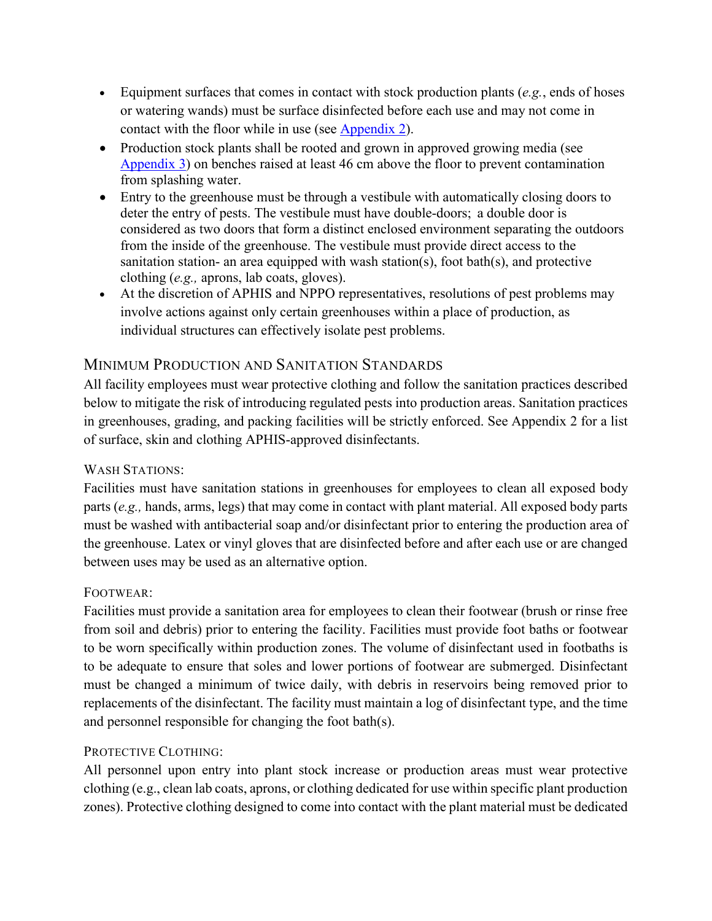- Equipment surfaces that comes in contact with stock production plants (*e.g.*, ends of hoses or watering wands) must be surface disinfected before each use and may not come in contact with the floor while in use (see Appendix 2).
- Production stock plants shall be rooted and grown in approved growing media (see Appendix 3) on benches raised at least 46 cm above the floor to prevent contamination from splashing water.
- Entry to the greenhouse must be through a vestibule with automatically closing doors to deter the entry of pests. The vestibule must have double-doors; a double door is considered as two doors that form a distinct enclosed environment separating the outdoors from the inside of the greenhouse. The vestibule must provide direct access to the sanitation station- an area equipped with wash station(s), foot bath(s), and protective clothing (*e.g.,* aprons, lab coats, gloves).
- At the discretion of APHIS and NPPO representatives, resolutions of pest problems may involve actions against only certain greenhouses within a place of production, as individual structures can effectively isolate pest problems.

## Minimum Production and Sanitation Standards

All facility employees must wear protective clothing and follow the sanitation practices described below to mitigate the risk of introducing regulated pests into production areas. Sanitation practices in greenhouses, grading, and packing facilities will be strictly enforced. See Appendix 2 for a list of surface, skin and clothing APHIS-approved disinfectants.

### Wash Stations:

Facilities must have sanitation stations in greenhouses for employees to clean all exposed body parts (*e.g.,* hands, arms, legs) that may come in contact with plant material. All exposed body parts must be washed with antibacterial soap and/or disinfectant prior to entering the production area of the greenhouse. Latex or vinyl gloves that are disinfected before and after each use or are changed between uses may be used as an alternative option.

### Footwear:

Facilities must provide a sanitation area for employees to clean their footwear (brush or rinse free from soil and debris) prior to entering the facility. Facilities must provide foot baths or footwear to be worn specifically within production zones. The volume of disinfectant used in footbaths is to be adequate to ensure that soles and lower portions of footwear are submerged. Disinfectant must be changed a minimum of twice daily, with debris in reservoirs being removed prior to replacements of the disinfectant. The facility must maintain a log of disinfectant type, and the time and personnel responsible for changing the foot bath(s).

### Protective Clothing:

All personnel upon entry into plant stock increase or production areas must wear protective clothing (e.g., clean lab coats, aprons, or clothing dedicated for use within specific plant production zones). Protective clothing designed to come into contact with the plant material must be dedicated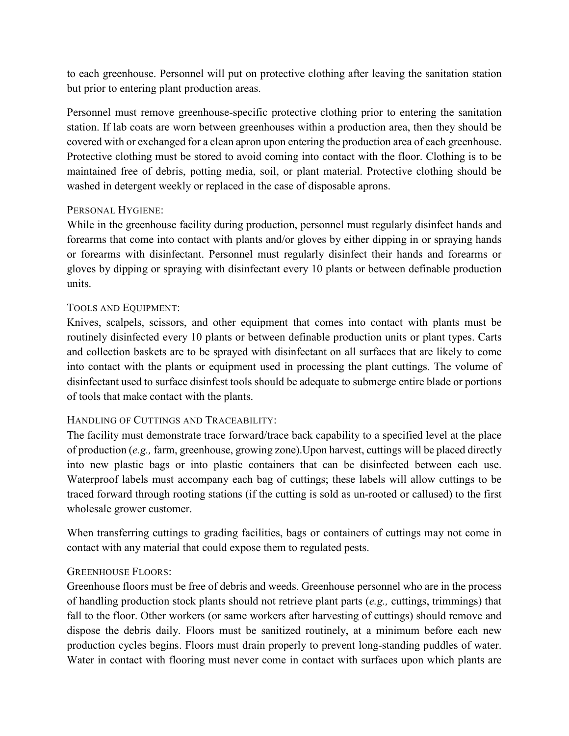to each greenhouse. Personnel will put on protective clothing after leaving the sanitation station but prior to entering plant production areas.

Personnel must remove greenhouse-specific protective clothing prior to entering the sanitation station. If lab coats are worn between greenhouses within a production area, then they should be covered with or exchanged for a clean apron upon entering the production area of each greenhouse. Protective clothing must be stored to avoid coming into contact with the floor. Clothing is to be maintained free of debris, potting media, soil, or plant material. Protective clothing should be washed in detergent weekly or replaced in the case of disposable aprons.

### Personal Hygiene:

While in the greenhouse facility during production, personnel must regularly disinfect hands and forearms that come into contact with plants and/or gloves by either dipping in or spraying hands or forearms with disinfectant. Personnel must regularly disinfect their hands and forearms or gloves by dipping or spraying with disinfectant every 10 plants or between definable production units.

### Tools and Equipment:

Knives, scalpels, scissors, and other equipment that comes into contact with plants must be routinely disinfected every 10 plants or between definable production units or plant types. Carts and collection baskets are to be sprayed with disinfectant on all surfaces that are likely to come into contact with the plants or equipment used in processing the plant cuttings. The volume of disinfectant used to surface disinfest tools should be adequate to submerge entire blade or portions of tools that make contact with the plants.

### Handling of Cuttings and Traceability:

The facility must demonstrate trace forward/trace back capability to a specified level at the place of production (*e.g.,* farm, greenhouse, growing zone).Upon harvest, cuttings will be placed directly into new plastic bags or into plastic containers that can be disinfected between each use. Waterproof labels must accompany each bag of cuttings; these labels will allow cuttings to be traced forward through rooting stations (if the cutting is sold as un-rooted or callused) to the first wholesale grower customer.

When transferring cuttings to grading facilities, bags or containers of cuttings may not come in contact with any material that could expose them to regulated pests.

### Greenhouse Floors:

Greenhouse floors must be free of debris and weeds. Greenhouse personnel who are in the process of handling production stock plants should not retrieve plant parts (*e.g.,* cuttings, trimmings) that fall to the floor. Other workers (or same workers after harvesting of cuttings) should remove and dispose the debris daily. Floors must be sanitized routinely, at a minimum before each new production cycles begins. Floors must drain properly to prevent long-standing puddles of water. Water in contact with flooring must never come in contact with surfaces upon which plants are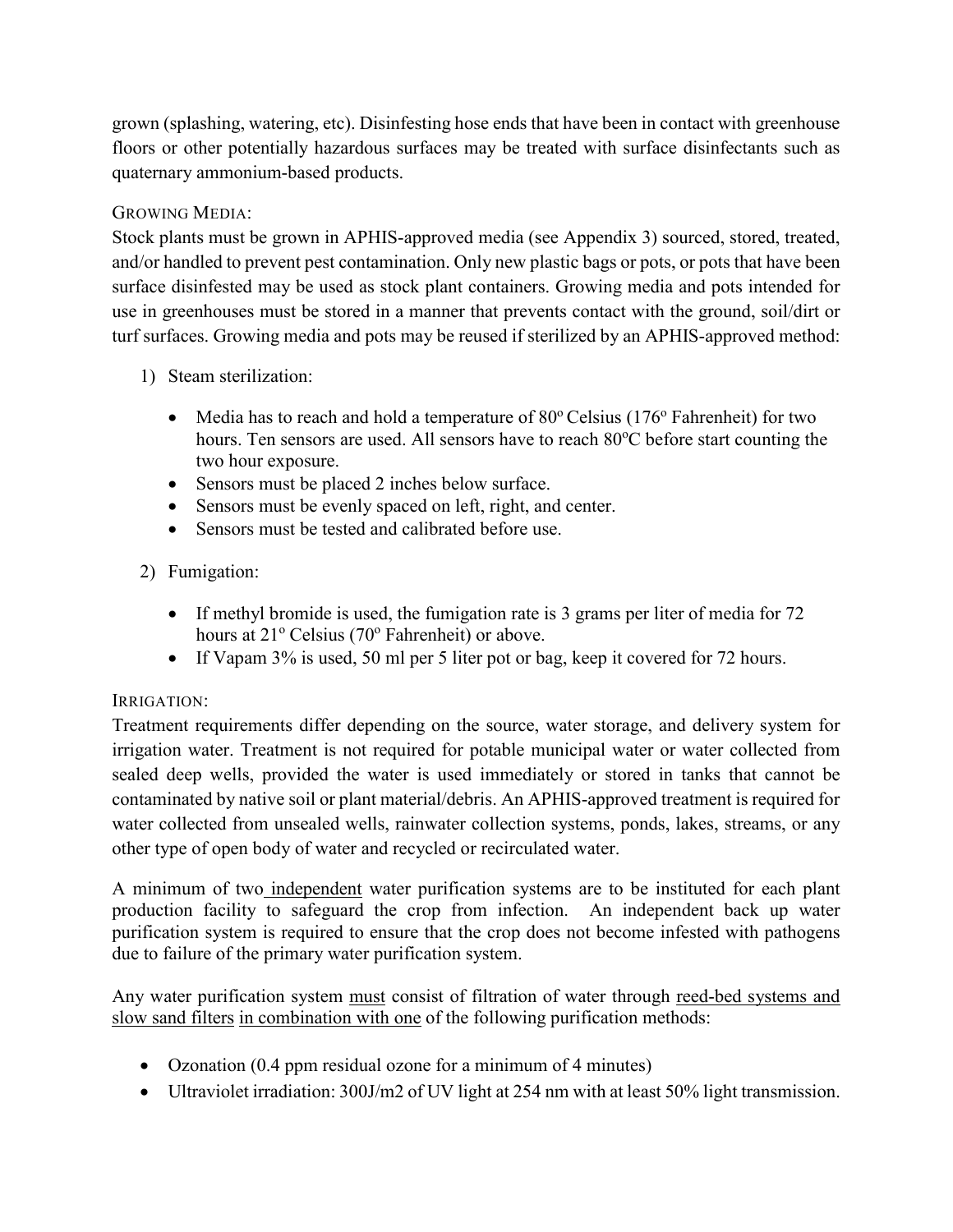grown (splashing, watering, etc). Disinfesting hose ends that have been in contact with greenhouse floors or other potentially hazardous surfaces may be treated with surface disinfectants such as quaternary ammonium-based products.

### GROWING MEDIA:

Stock plants must be grown in APHIS-approved media (see Appendix 3) sourced, stored, treated, and/or handled to prevent pest contamination. Only new plastic bags or pots, or pots that have been surface disinfested may be used as stock plant containers. Growing media and pots intended for use in greenhouses must be stored in a manner that prevents contact with the ground, soil/dirt or turf surfaces. Growing media and pots may be reused if sterilized by an APHIS-approved method:

1) Steam sterilization:

   - Media has to reach and hold a temperature of 80º Celsius (176º Fahrenheit) for two hours. Ten sensors are used. All sensors have to reach 80ºC before start counting the two hour exposure.
   - Sensors must be placed 2 inches below surface.
   - Sensors must be evenly spaced on left, right, and center.
   - Sensors must be tested and calibrated before use.

2) Fumigation:

   - If methyl bromide is used, the fumigation rate is 3 grams per liter of media for 72 hours at 21º Celsius (70º Fahrenheit) or above.
   - If Vapam 3% is used, 50 ml per 5 liter pot or bag, keep it covered for 72 hours.

### IRRIGATION:

Treatment requirements differ depending on the source, water storage, and delivery system for irrigation water. Treatment is not required for potable municipal water or water collected from sealed deep wells, provided the water is used immediately or stored in tanks that cannot be contaminated by native soil or plant material/debris. An APHIS-approved treatment is required for water collected from unsealed wells, rainwater collection systems, ponds, lakes, streams, or any other type of open body of water and recycled or recirculated water.

A minimum of two <u>independent</u> water purification systems are to be instituted for each plant production facility to safeguard the crop from infection. An independent back up water purification system is required to ensure that the crop does not become infested with pathogens due to failure of the primary water purification system.

Any water purification system <u>must</u> consist of filtration of water through <u>reed-bed systems and slow sand filters</u> <u>in combination with one</u> of the following purification methods:

- Ozonation (0.4 ppm residual ozone for a minimum of 4 minutes)
- Ultraviolet irradiation: 300J/m2 of UV light at 254 nm with at least 50% light transmission.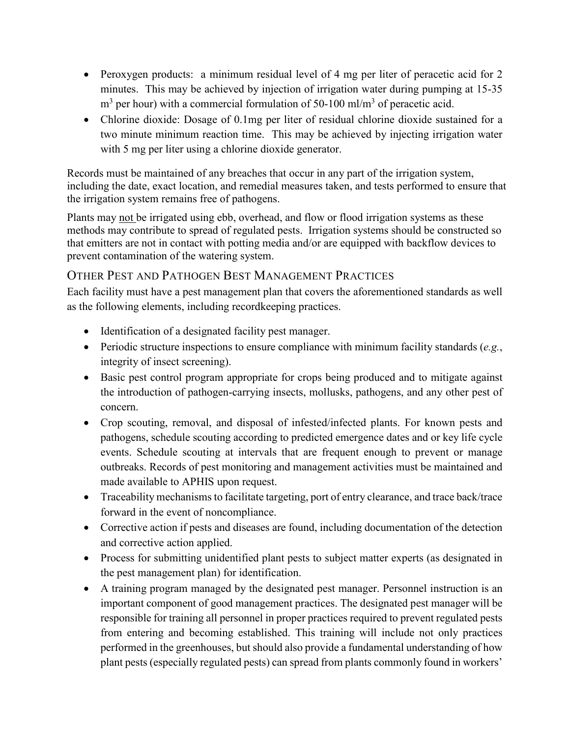- Peroxygen products: a minimum residual level of 4 mg per liter of peracetic acid for 2 minutes. This may be achieved by injection of irrigation water during pumping at 15-35 $m^3$ per hour) with a commercial formulation of 50-100 ml/$m^3$ of peracetic acid.
- Chlorine dioxide: Dosage of 0.1mg per liter of residual chlorine dioxide sustained for a two minute minimum reaction time. This may be achieved by injecting irrigation water with 5 mg per liter using a chlorine dioxide generator.

Records must be maintained of any breaches that occur in any part of the irrigation system, including the date, exact location, and remedial measures taken, and tests performed to ensure that the irrigation system remains free of pathogens.

Plants may not be irrigated using ebb, overhead, and flow or flood irrigation systems as these methods may contribute to spread of regulated pests. Irrigation systems should be constructed so that emitters are not in contact with potting media and/or are equipped with backflow devices to prevent contamination of the watering system.

## Other Pest and Pathogen Best Management Practices

Each facility must have a pest management plan that covers the aforementioned standards as well as the following elements, including recordkeeping practices.

- Identification of a designated facility pest manager.
- Periodic structure inspections to ensure compliance with minimum facility standards (*e.g.*, integrity of insect screening).
- Basic pest control program appropriate for crops being produced and to mitigate against the introduction of pathogen-carrying insects, mollusks, pathogens, and any other pest of concern.
- Crop scouting, removal, and disposal of infested/infected plants. For known pests and pathogens, schedule scouting according to predicted emergence dates and or key life cycle events. Schedule scouting at intervals that are frequent enough to prevent or manage outbreaks. Records of pest monitoring and management activities must be maintained and made available to APHIS upon request.
- Traceability mechanisms to facilitate targeting, port of entry clearance, and trace back/trace forward in the event of noncompliance.
- Corrective action if pests and diseases are found, including documentation of the detection and corrective action applied.
- Process for submitting unidentified plant pests to subject matter experts (as designated in the pest management plan) for identification.
- A training program managed by the designated pest manager. Personnel instruction is an important component of good management practices. The designated pest manager will be responsible for training all personnel in proper practices required to prevent regulated pests from entering and becoming established. This training will include not only practices performed in the greenhouses, but should also provide a fundamental understanding of how plant pests (especially regulated pests) can spread from plants commonly found in workers'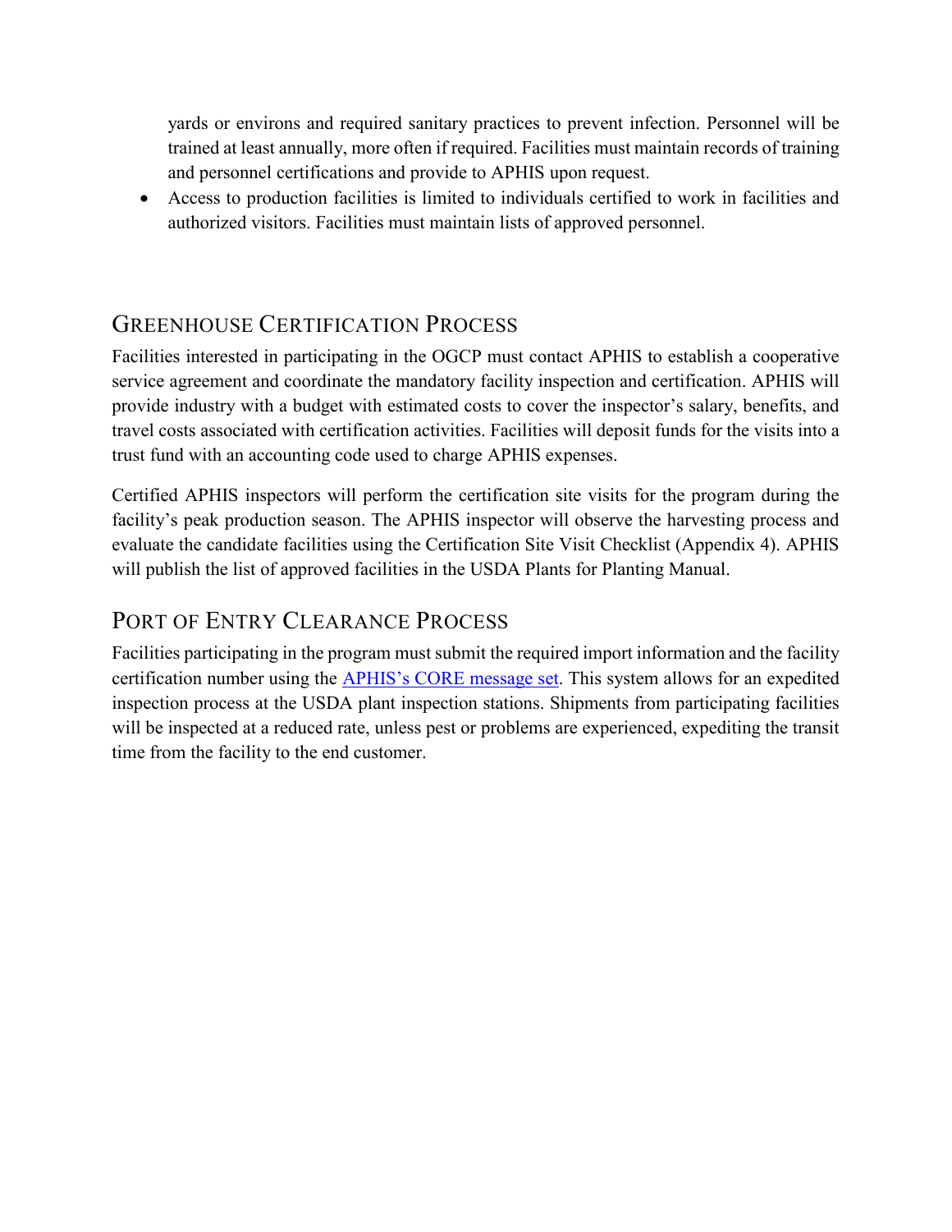yards or environs and required sanitary practices to prevent infection. Personnel will be trained at least annually, more often if required. Facilities must maintain records of training and personnel certifications and provide to APHIS upon request.

- Access to production facilities is limited to individuals certified to work in facilities and authorized visitors. Facilities must maintain lists of approved personnel.

## Greenhouse Certification Process

Facilities interested in participating in the OGCP must contact APHIS to establish a cooperative service agreement and coordinate the mandatory facility inspection and certification. APHIS will provide industry with a budget with estimated costs to cover the inspector's salary, benefits, and travel costs associated with certification activities. Facilities will deposit funds for the visits into a trust fund with an accounting code used to charge APHIS expenses.

Certified APHIS inspectors will perform the certification site visits for the program during the facility's peak production season. The APHIS inspector will observe the harvesting process and evaluate the candidate facilities using the Certification Site Visit Checklist (Appendix 4). APHIS will publish the list of approved facilities in the USDA Plants for Planting Manual.

## Port of Entry Clearance Process

Facilities participating in the program must submit the required import information and the facility certification number using the APHIS's CORE message set. This system allows for an expedited inspection process at the USDA plant inspection stations. Shipments from participating facilities will be inspected at a reduced rate, unless pest or problems are experienced, expediting the transit time from the facility to the end customer.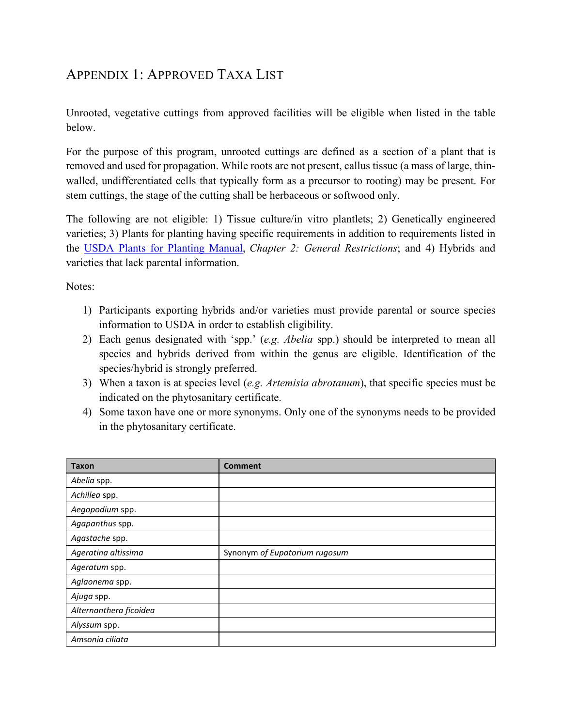# APPENDIX 1: APPROVED TAXA LIST

Unrooted, vegetative cuttings from approved facilities will be eligible when listed in the table below.

For the purpose of this program, unrooted cuttings are defined as a section of a plant that is removed and used for propagation. While roots are not present, callus tissue (a mass of large, thin-walled, undifferentiated cells that typically form as a precursor to rooting) may be present. For stem cuttings, the stage of the cutting shall be herbaceous or softwood only.

The following are not eligible: 1) Tissue culture/in vitro plantlets; 2) Genetically engineered varieties; 3) Plants for planting having specific requirements in addition to requirements listed in the USDA Plants for Planting Manual, *Chapter 2: General Restrictions*; and 4) Hybrids and varieties that lack parental information.

Notes:

1) Participants exporting hybrids and/or varieties must provide parental or source species information to USDA in order to establish eligibility.
2) Each genus designated with 'spp.' (*e.g. Abelia* spp.) should be interpreted to mean all species and hybrids derived from within the genus are eligible. Identification of the species/hybrid is strongly preferred.
3) When a taxon is at species level (*e.g. Artemisia abrotanum*), that specific species must be indicated on the phytosanitary certificate.
4) Some taxon have one or more synonyms. Only one of the synonyms needs to be provided in the phytosanitary certificate.

| Taxon | Comment |
|---|---|
| *Abelia* spp. | |
| *Achillea* spp. | |
| *Aegopodium* spp. | |
| *Agapanthus* spp. | |
| *Agastache* spp. | |
| *Ageratina altissima* | Synonym *of Eupatorium rugosum* |
| *Ageratum* spp. | |
| *Aglaonema* spp. | |
| *Ajuga* spp. | |
| *Alternanthera ficoidea* | |
| *Alyssum* spp. | |
| *Amsonia ciliata* | |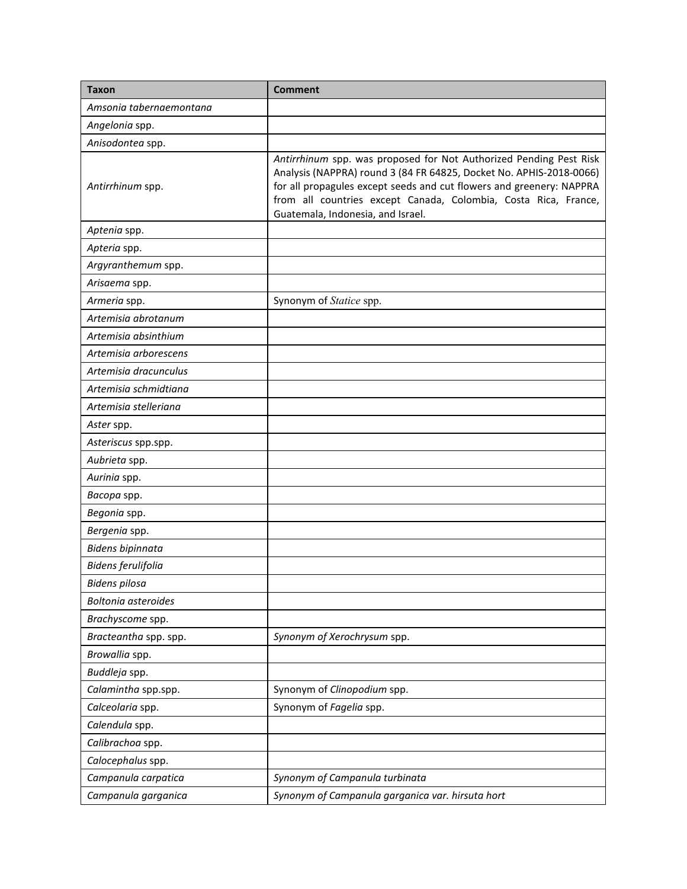| Taxon | Comment |
| --- | --- |
| *Amsonia tabernaemontana* | |
| *Angelonia* spp. | |
| *Anisodontea* spp. | |
| *Antirrhinum* spp. | *Antirrhinum* spp. was proposed for Not Authorized Pending Pest Risk Analysis (NAPPRA) round 3 (84 FR 64825, Docket No. APHIS-2018-0066) for all propagules except seeds and cut flowers and greenery: NAPPRA from all countries except Canada, Colombia, Costa Rica, France, Guatemala, Indonesia, and Israel. |
| *Aptenia* spp. | |
| *Apteria* spp. | |
| *Argyranthemum* spp. | |
| *Arisaema* spp. | |
| *Armeria* spp. | Synonym of *Statice* spp. |
| *Artemisia abrotanum* | |
| *Artemisia absinthium* | |
| *Artemisia arborescens* | |
| *Artemisia dracunculus* | |
| *Artemisia schmidtiana* | |
| *Artemisia stelleriana* | |
| *Aster* spp. | |
| *Asteriscus* spp.spp. | |
| *Aubrieta* spp. | |
| *Aurinia* spp. | |
| *Bacopa* spp. | |
| *Begonia* spp. | |
| *Bergenia* spp. | |
| *Bidens bipinnata* | |
| *Bidens ferulifolia* | |
| *Bidens pilosa* | |
| *Boltonia asteroides* | |
| *Brachyscome* spp. | |
| *Bracteantha* spp. spp. | *Synonym of Xerochrysum* spp. |
| *Browallia* spp. | |
| *Buddleja* spp. | |
| *Calamintha* spp.spp. | Synonym of *Clinopodium* spp. |
| *Calceolaria* spp. | Synonym of *Fagelia* spp. |
| *Calendula* spp. | |
| *Calibrachoa* spp. | |
| *Calocephalus* spp. | |
| *Campanula carpatica* | *Synonym of Campanula turbinata* |
| *Campanula garganica* | *Synonym of Campanula garganica var. hirsuta hort* |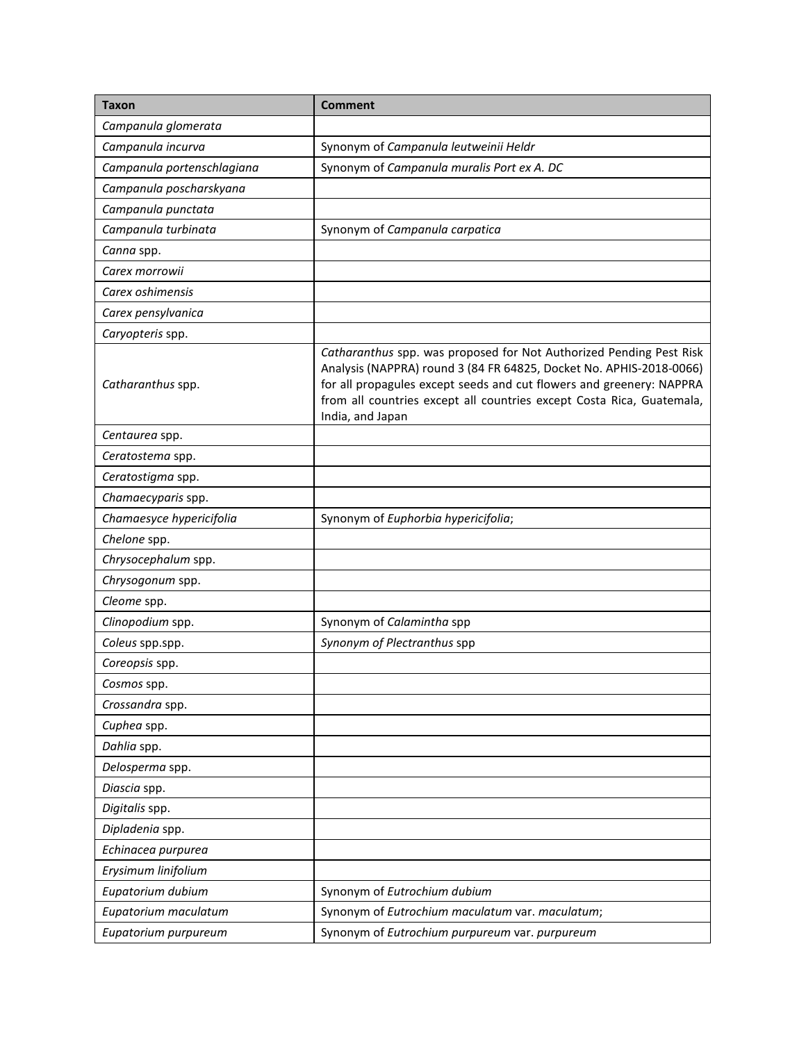| Taxon | Comment |
| --- | --- |
| *Campanula glomerata* | |
| *Campanula incurva* | Synonym of *Campanula leutweinii Heldr* |
| *Campanula portenschlagiana* | Synonym of *Campanula muralis Port ex A. DC* |
| *Campanula poscharskyana* | |
| *Campanula punctata* | |
| *Campanula turbinata* | Synonym of *Campanula carpatica* |
| *Canna* spp. | |
| *Carex morrowii* | |
| *Carex oshimensis* | |
| *Carex pensylvanica* | |
| *Caryopteris* spp. | |
| *Catharanthus* spp. | *Catharanthus* spp. was proposed for Not Authorized Pending Pest Risk Analysis (NAPPRA) round 3 (84 FR 64825, Docket No. APHIS-2018-0066) for all propagules except seeds and cut flowers and greenery: NAPPRA from all countries except all countries except Costa Rica, Guatemala, India, and Japan |
| *Centaurea* spp. | |
| *Ceratostema* spp. | |
| *Ceratostigma* spp. | |
| *Chamaecyparis* spp. | |
| *Chamaesyce hypericifolia* | Synonym of *Euphorbia hypericifolia*; |
| *Chelone* spp. | |
| *Chrysocephalum* spp. | |
| *Chrysogonum* spp. | |
| *Cleome* spp. | |
| *Clinopodium* spp. | Synonym of *Calamintha* spp |
| *Coleus* spp.spp. | *Synonym of Plectranthus* spp |
| *Coreopsis* spp. | |
| *Cosmos* spp. | |
| *Crossandra* spp. | |
| *Cuphea* spp. | |
| *Dahlia* spp. | |
| *Delosperma* spp. | |
| *Diascia* spp. | |
| *Digitalis* spp. | |
| *Dipladenia* spp. | |
| *Echinacea purpurea* | |
| *Erysimum linifolium* | |
| *Eupatorium dubium* | Synonym of *Eutrochium dubium* |
| *Eupatorium maculatum* | Synonym of *Eutrochium maculatum* var. *maculatum*; |
| *Eupatorium purpureum* | Synonym of *Eutrochium purpureum* var. *purpureum* |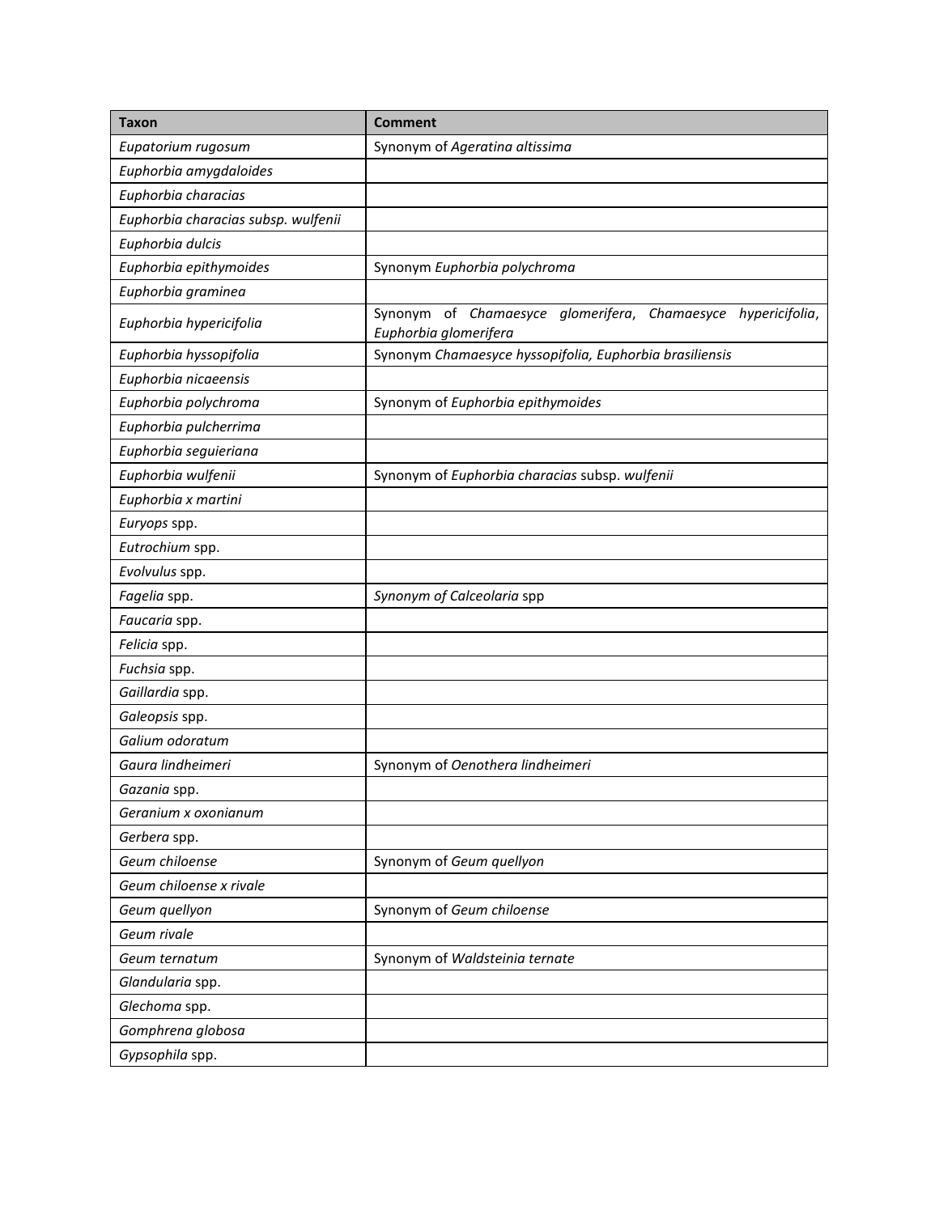| Taxon | Comment |
| --- | --- |
| *Eupatorium rugosum* | Synonym of *Ageratina altissima* |
| *Euphorbia amygdaloides* | |
| *Euphorbia characias* | |
| *Euphorbia characias subsp. wulfenii* | |
| *Euphorbia dulcis* | |
| *Euphorbia epithymoides* | Synonym *Euphorbia polychroma* |
| *Euphorbia graminea* | |
| *Euphorbia hypericifolia* | Synonym of *Chamaesyce glomerifera*, *Chamaesyce hypericifolia*, *Euphorbia glomerifera* |
| *Euphorbia hyssopifolia* | Synonym *Chamaesyce hyssopifolia, Euphorbia brasiliensis* |
| *Euphorbia nicaeensis* | |
| *Euphorbia polychroma* | Synonym of *Euphorbia epithymoides* |
| *Euphorbia pulcherrima* | |
| *Euphorbia seguieriana* | |
| *Euphorbia wulfenii* | Synonym of *Euphorbia characias* subsp. *wulfenii* |
| *Euphorbia x martini* | |
| *Euryops* spp. | |
| *Eutrochium* spp. | |
| *Evolvulus* spp. | |
| *Fagelia* spp. | *Synonym of Calceolaria* spp |
| *Faucaria* spp. | |
| *Felicia* spp. | |
| *Fuchsia* spp. | |
| *Gaillardia* spp. | |
| *Galeopsis* spp. | |
| *Galium odoratum* | |
| *Gaura lindheimeri* | Synonym of *Oenothera lindheimeri* |
| *Gazania* spp. | |
| *Geranium x oxonianum* | |
| *Gerbera* spp. | |
| *Geum chiloense* | Synonym of *Geum quellyon* |
| *Geum chiloense x rivale* | |
| *Geum quellyon* | Synonym of *Geum chiloense* |
| *Geum rivale* | |
| *Geum ternatum* | Synonym of *Waldsteinia ternate* |
| *Glandularia* spp. | |
| *Glechoma* spp. | |
| *Gomphrena globosa* | |
| *Gypsophila* spp. | |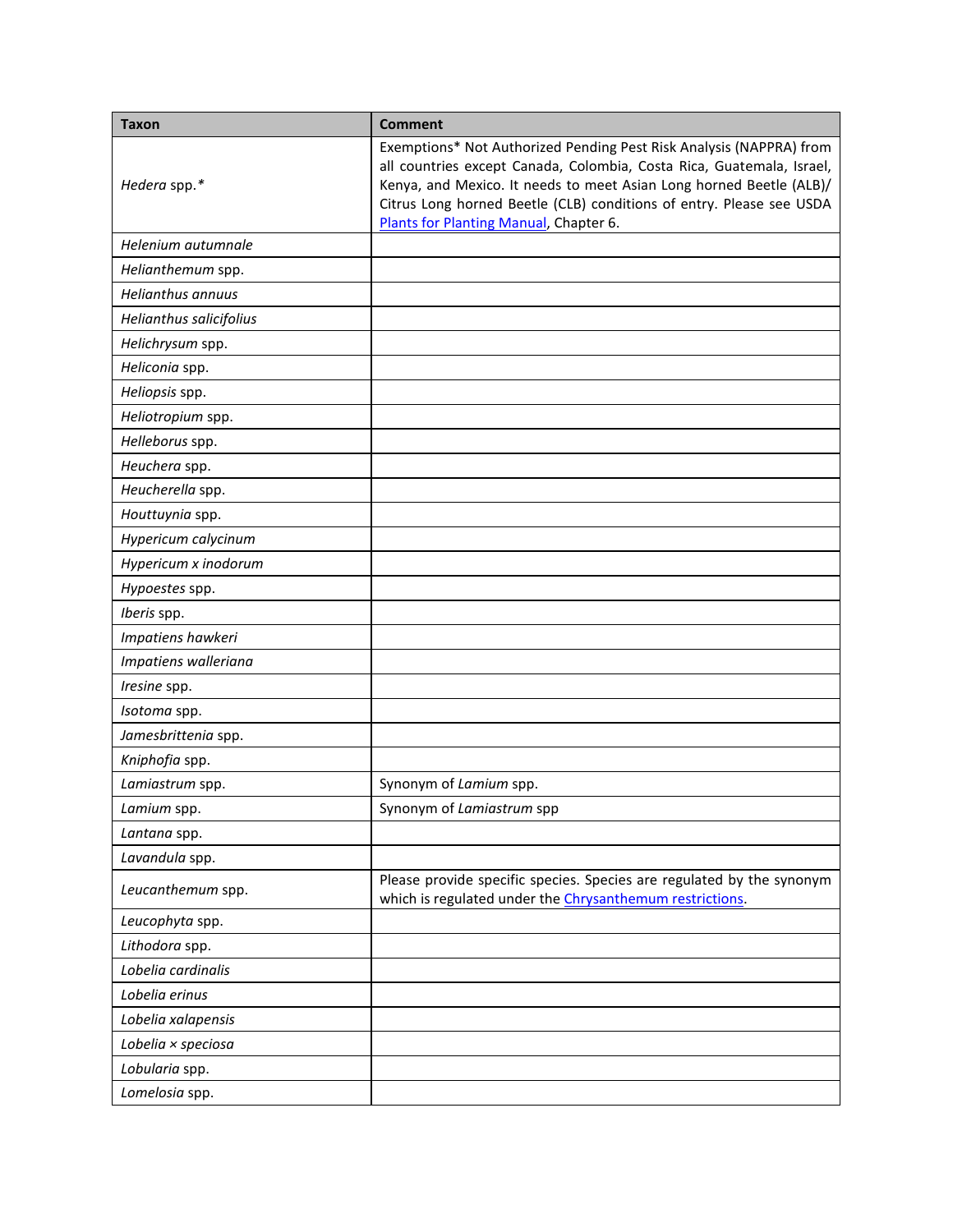| Taxon | Comment |
|---|---|
| *Hedera* spp.* | Exemptions* Not Authorized Pending Pest Risk Analysis (NAPPRA) from all countries except Canada, Colombia, Costa Rica, Guatemala, Israel, Kenya, and Mexico. It needs to meet Asian Long horned Beetle (ALB)/ Citrus Long horned Beetle (CLB) conditions of entry. Please see USDA Plants for Planting Manual, Chapter 6. |
| *Helenium autumnale* | |
| *Helianthemum* spp. | |
| *Helianthus annuus* | |
| *Helianthus salicifolius* | |
| *Helichrysum* spp. | |
| *Heliconia* spp. | |
| *Heliopsis* spp. | |
| *Heliotropium* spp. | |
| *Helleborus* spp. | |
| *Heuchera* spp. | |
| *Heucherella* spp. | |
| *Houttuynia* spp. | |
| *Hypericum calycinum* | |
| *Hypericum x inodorum* | |
| *Hypoestes* spp. | |
| *Iberis* spp. | |
| *Impatiens hawkeri* | |
| *Impatiens walleriana* | |
| *Iresine* spp. | |
| *Isotoma* spp. | |
| *Jamesbrittenia* spp. | |
| *Kniphofia* spp. | |
| *Lamiastrum* spp. | Synonym of *Lamium* spp. |
| *Lamium* spp. | Synonym of *Lamiastrum* spp |
| *Lantana* spp. | |
| *Lavandula* spp. | |
| *Leucanthemum* spp. | Please provide specific species. Species are regulated by the synonym which is regulated under the Chrysanthemum restrictions. |
| *Leucophyta* spp. | |
| *Lithodora* spp. | |
| *Lobelia cardinalis* | |
| *Lobelia erinus* | |
| *Lobelia xalapensis* | |
| *Lobelia × speciosa* | |
| *Lobularia* spp. | |
| *Lomelosia* spp. | |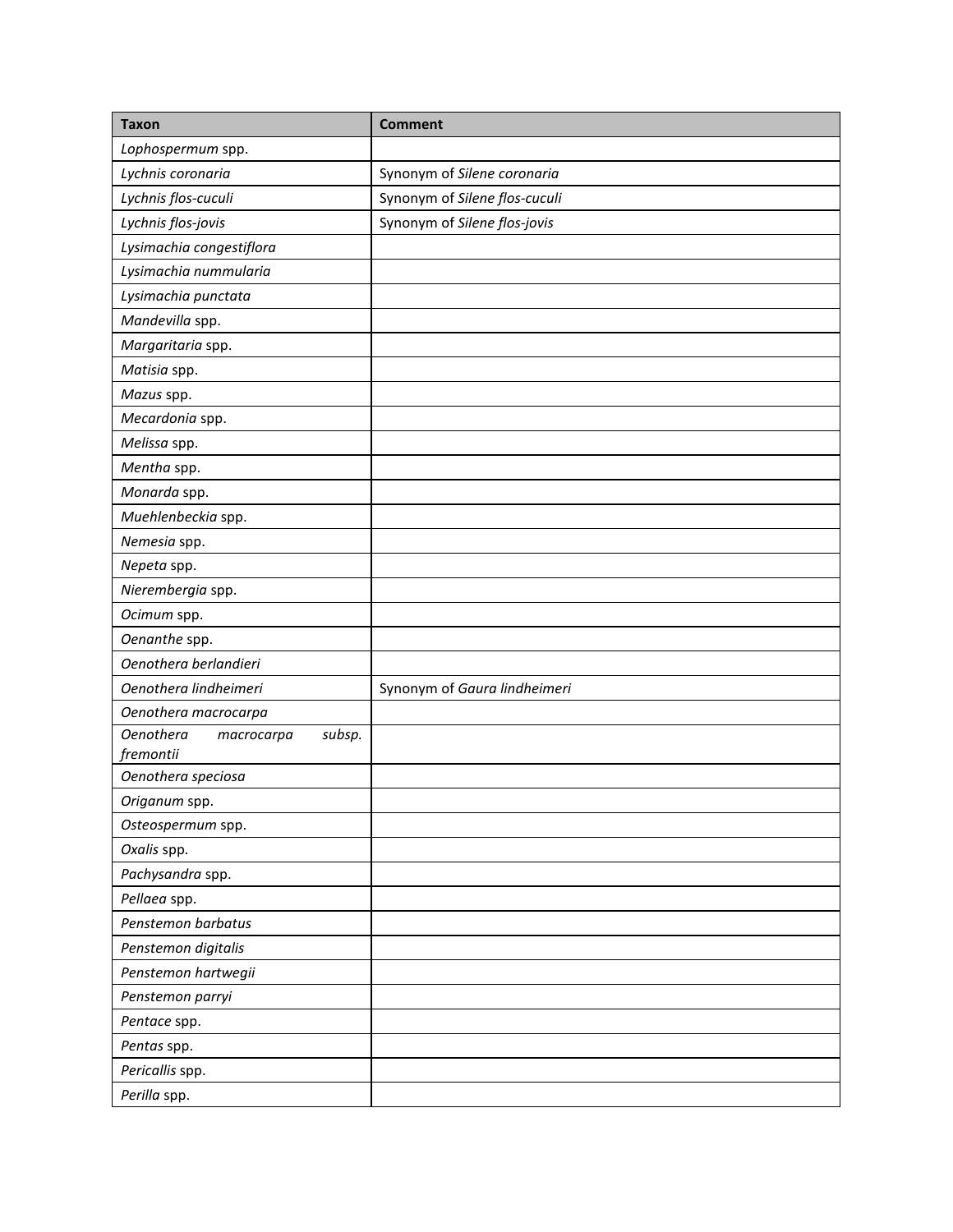| Taxon | Comment |
| --- | --- |
| *Lophospermum* spp. | |
| *Lychnis coronaria* | Synonym of *Silene coronaria* |
| *Lychnis flos-cuculi* | Synonym of *Silene flos-cuculi* |
| *Lychnis flos-jovis* | Synonym of *Silene flos-jovis* |
| *Lysimachia congestiflora* | |
| *Lysimachia nummularia* | |
| *Lysimachia punctata* | |
| *Mandevilla* spp. | |
| *Margaritaria* spp. | |
| *Matisia* spp. | |
| *Mazus* spp. | |
| *Mecardonia* spp. | |
| *Melissa* spp. | |
| *Mentha* spp. | |
| *Monarda* spp. | |
| *Muehlenbeckia* spp. | |
| *Nemesia* spp. | |
| *Nepeta* spp. | |
| *Nierembergia* spp. | |
| *Ocimum* spp. | |
| *Oenanthe* spp. | |
| *Oenothera berlandieri* | |
| *Oenothera lindheimeri* | Synonym of *Gaura lindheimeri* |
| *Oenothera macrocarpa* | |
| *Oenothera macrocarpa subsp. fremontii* | |
| *Oenothera speciosa* | |
| *Origanum* spp. | |
| *Osteospermum* spp. | |
| *Oxalis* spp. | |
| *Pachysandra* spp. | |
| *Pellaea* spp. | |
| *Penstemon barbatus* | |
| *Penstemon digitalis* | |
| *Penstemon hartwegii* | |
| *Penstemon parryi* | |
| *Pentace* spp. | |
| *Pentas* spp. | |
| *Pericallis* spp. | |
| *Perilla* spp. | |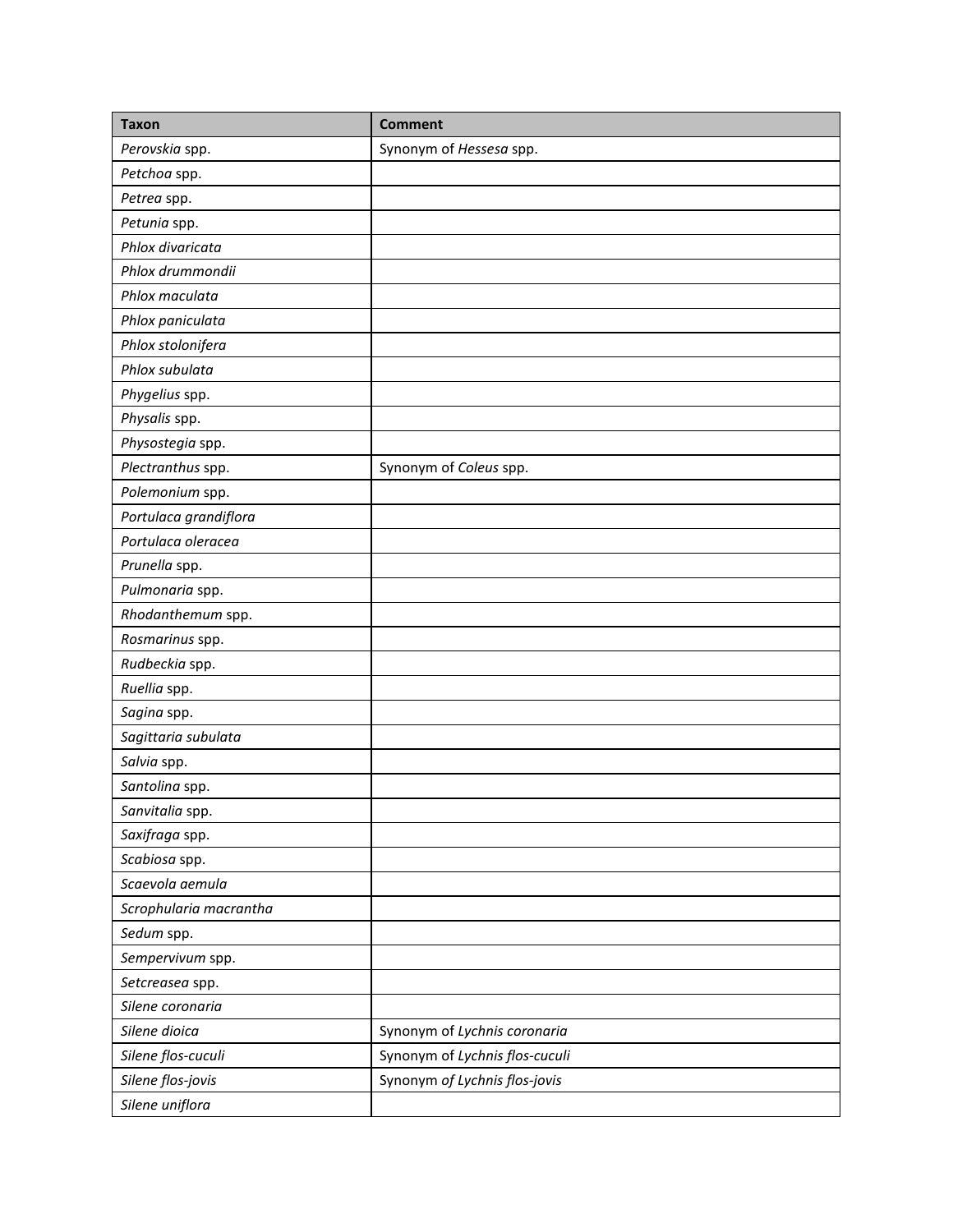| Taxon | Comment |
|---|---|
| *Perovskia* spp. | Synonym of *Hessesa* spp. |
| *Petchoa* spp. | |
| *Petrea* spp. | |
| *Petunia* spp. | |
| *Phlox divaricata* | |
| *Phlox drummondii* | |
| *Phlox maculata* | |
| *Phlox paniculata* | |
| *Phlox stolonifera* | |
| *Phlox subulata* | |
| *Phygelius* spp. | |
| *Physalis* spp. | |
| *Physostegia* spp. | |
| *Plectranthus* spp. | Synonym of *Coleus* spp. |
| *Polemonium* spp. | |
| *Portulaca grandiflora* | |
| *Portulaca oleracea* | |
| *Prunella* spp. | |
| *Pulmonaria* spp. | |
| *Rhodanthemum* spp. | |
| *Rosmarinus* spp. | |
| *Rudbeckia* spp. | |
| *Ruellia* spp. | |
| *Sagina* spp. | |
| *Sagittaria subulata* | |
| *Salvia* spp. | |
| *Santolina* spp. | |
| *Sanvitalia* spp. | |
| *Saxifraga* spp. | |
| *Scabiosa* spp. | |
| *Scaevola aemula* | |
| *Scrophularia macrantha* | |
| *Sedum* spp. | |
| *Sempervivum* spp. | |
| *Setcreasea* spp. | |
| *Silene coronaria* | |
| *Silene dioica* | Synonym of *Lychnis coronaria* |
| *Silene flos-cuculi* | Synonym of *Lychnis flos-cuculi* |
| *Silene flos-jovis* | Synonym *of Lychnis flos-jovis* |
| *Silene uniflora* | |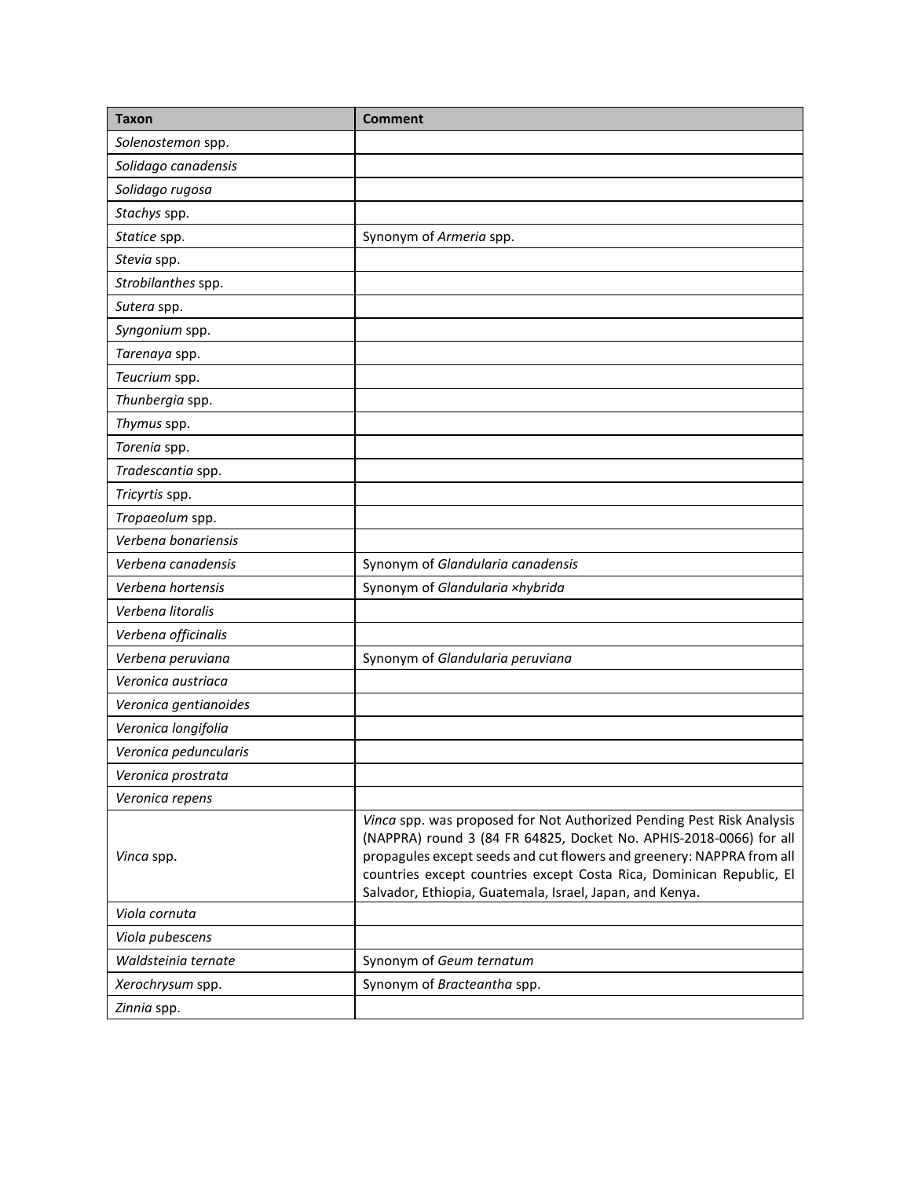| Taxon | Comment |
| --- | --- |
| *Solenostemon* spp. | |
| *Solidago canadensis* | |
| *Solidago rugosa* | |
| *Stachys* spp. | |
| *Statice* spp. | Synonym of *Armeria* spp. |
| *Stevia* spp. | |
| *Strobilanthes* spp. | |
| *Sutera* spp. | |
| *Syngonium* spp. | |
| *Tarenaya* spp. | |
| *Teucrium* spp. | |
| *Thunbergia* spp. | |
| *Thymus* spp. | |
| *Torenia* spp. | |
| *Tradescantia* spp. | |
| *Tricyrtis* spp. | |
| *Tropaeolum* spp. | |
| *Verbena bonariensis* | |
| *Verbena canadensis* | Synonym of *Glandularia canadensis* |
| *Verbena hortensis* | Synonym of *Glandularia ×hybrida* |
| *Verbena litoralis* | |
| *Verbena officinalis* | |
| *Verbena peruviana* | Synonym of *Glandularia peruviana* |
| *Veronica austriaca* | |
| *Veronica gentianoides* | |
| *Veronica longifolia* | |
| *Veronica peduncularis* | |
| *Veronica prostrata* | |
| *Veronica repens* | |
| *Vinca* spp. | *Vinca* spp. was proposed for Not Authorized Pending Pest Risk Analysis (NAPPRA) round 3 (84 FR 64825, Docket No. APHIS-2018-0066) for all propagules except seeds and cut flowers and greenery: NAPPRA from all countries except countries except Costa Rica, Dominican Republic, El Salvador, Ethiopia, Guatemala, Israel, Japan, and Kenya. |
| *Viola cornuta* | |
| *Viola pubescens* | |
| *Waldsteinia ternate* | Synonym of *Geum ternatum* |
| *Xerochrysum* spp. | Synonym of *Bracteantha* spp. |
| *Zinnia* spp. | |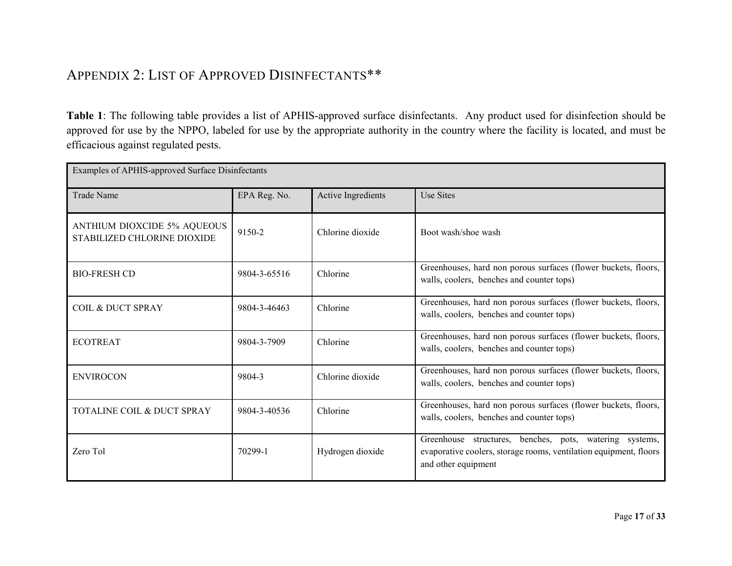## Appendix 2: List of Approved Disinfectants**

**Table 1**: The following table provides a list of APHIS-approved surface disinfectants. Any product used for disinfection should be approved for use by the NPPO, labeled for use by the appropriate authority in the country where the facility is located, and must be efficacious against regulated pests.

| Examples of APHIS-approved Surface Disinfectants | | | |
|---|---|---|---|
| Trade Name | EPA Reg. No. | Active Ingredients | Use Sites |
| ANTHIUM DIOXCIDE 5% AQUEOUS STABILIZED CHLORINE DIOXIDE | 9150-2 | Chlorine dioxide | Boot wash/shoe wash |
| BIO-FRESH CD | 9804-3-65516 | Chlorine | Greenhouses, hard non porous surfaces (flower buckets, floors, walls, coolers, benches and counter tops) |
| COIL & DUCT SPRAY | 9804-3-46463 | Chlorine | Greenhouses, hard non porous surfaces (flower buckets, floors, walls, coolers, benches and counter tops) |
| ECOTREAT | 9804-3-7909 | Chlorine | Greenhouses, hard non porous surfaces (flower buckets, floors, walls, coolers, benches and counter tops) |
| ENVIROCON | 9804-3 | Chlorine dioxide | Greenhouses, hard non porous surfaces (flower buckets, floors, walls, coolers, benches and counter tops) |
| TOTALINE COIL & DUCT SPRAY | 9804-3-40536 | Chlorine | Greenhouses, hard non porous surfaces (flower buckets, floors, walls, coolers, benches and counter tops) |
| Zero Tol | 70299-1 | Hydrogen dioxide | Greenhouse structures, benches, pots, watering systems, evaporative coolers, storage rooms, ventilation equipment, floors and other equipment |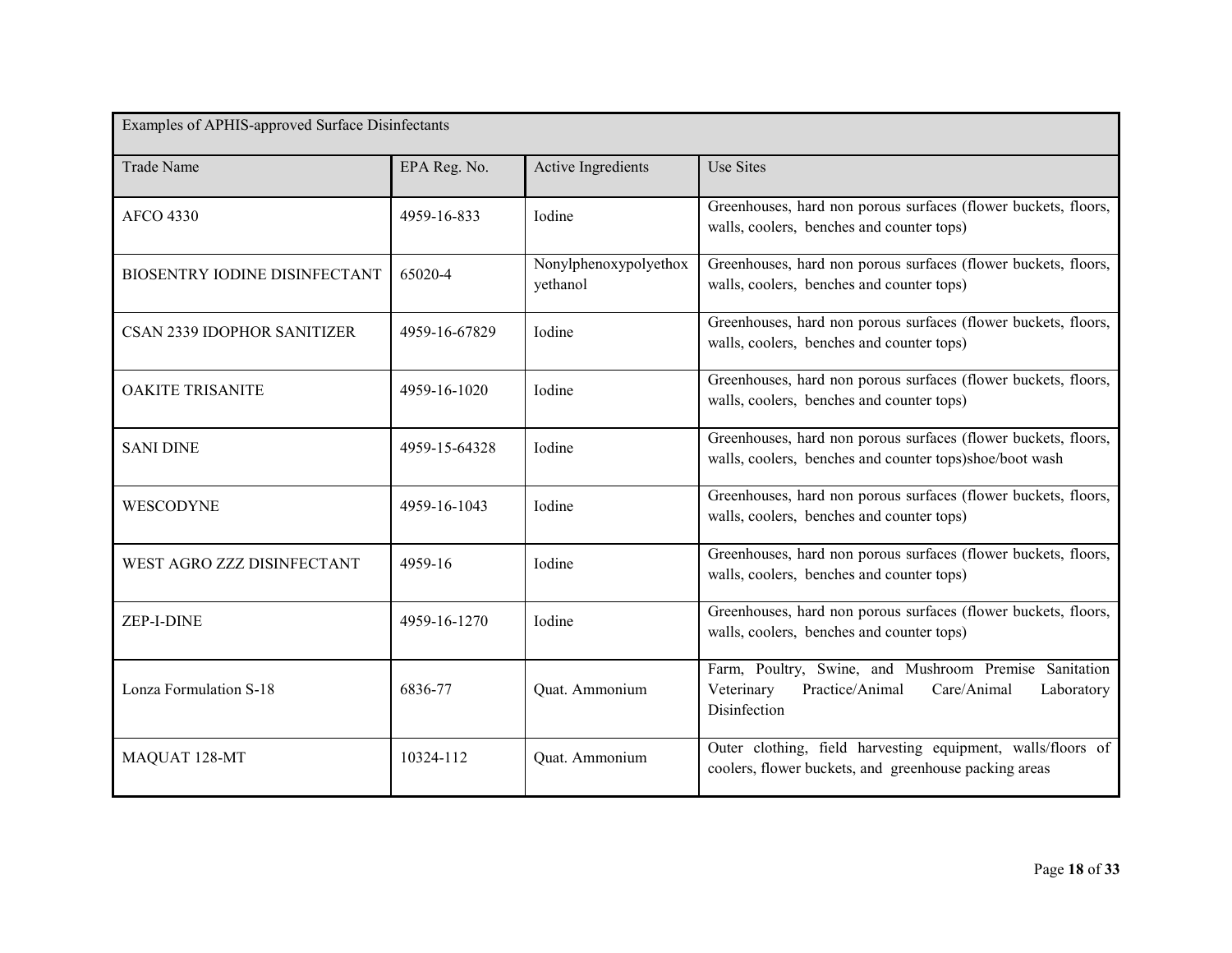| Examples of APHIS-approved Surface Disinfectants | | | |
|---|---|---|---|
| Trade Name | EPA Reg. No. | Active Ingredients | Use Sites |
| AFCO 4330 | 4959-16-833 | Iodine | Greenhouses, hard non porous surfaces (flower buckets, floors, walls, coolers, benches and counter tops) |
| BIOSENTRY IODINE DISINFECTANT | 65020-4 | Nonylphenoxypolyethoxyethanol | Greenhouses, hard non porous surfaces (flower buckets, floors, walls, coolers, benches and counter tops) |
| CSAN 2339 IDOPHOR SANITIZER | 4959-16-67829 | Iodine | Greenhouses, hard non porous surfaces (flower buckets, floors, walls, coolers, benches and counter tops) |
| OAKITE TRISANITE | 4959-16-1020 | Iodine | Greenhouses, hard non porous surfaces (flower buckets, floors, walls, coolers, benches and counter tops) |
| SANI DINE | 4959-15-64328 | Iodine | Greenhouses, hard non porous surfaces (flower buckets, floors, walls, coolers, benches and counter tops)shoe/boot wash |
| WESCODYNE | 4959-16-1043 | Iodine | Greenhouses, hard non porous surfaces (flower buckets, floors, walls, coolers, benches and counter tops) |
| WEST AGRO ZZZ DISINFECTANT | 4959-16 | Iodine | Greenhouses, hard non porous surfaces (flower buckets, floors, walls, coolers, benches and counter tops) |
| ZEP-I-DINE | 4959-16-1270 | Iodine | Greenhouses, hard non porous surfaces (flower buckets, floors, walls, coolers, benches and counter tops) |
| Lonza Formulation S-18 | 6836-77 | Quat. Ammonium | Farm, Poultry, Swine, and Mushroom Premise Sanitation Veterinary Practice/Animal Care/Animal Laboratory Disinfection |
| MAQUAT 128-MT | 10324-112 | Quat. Ammonium | Outer clothing, field harvesting equipment, walls/floors of coolers, flower buckets, and greenhouse packing areas |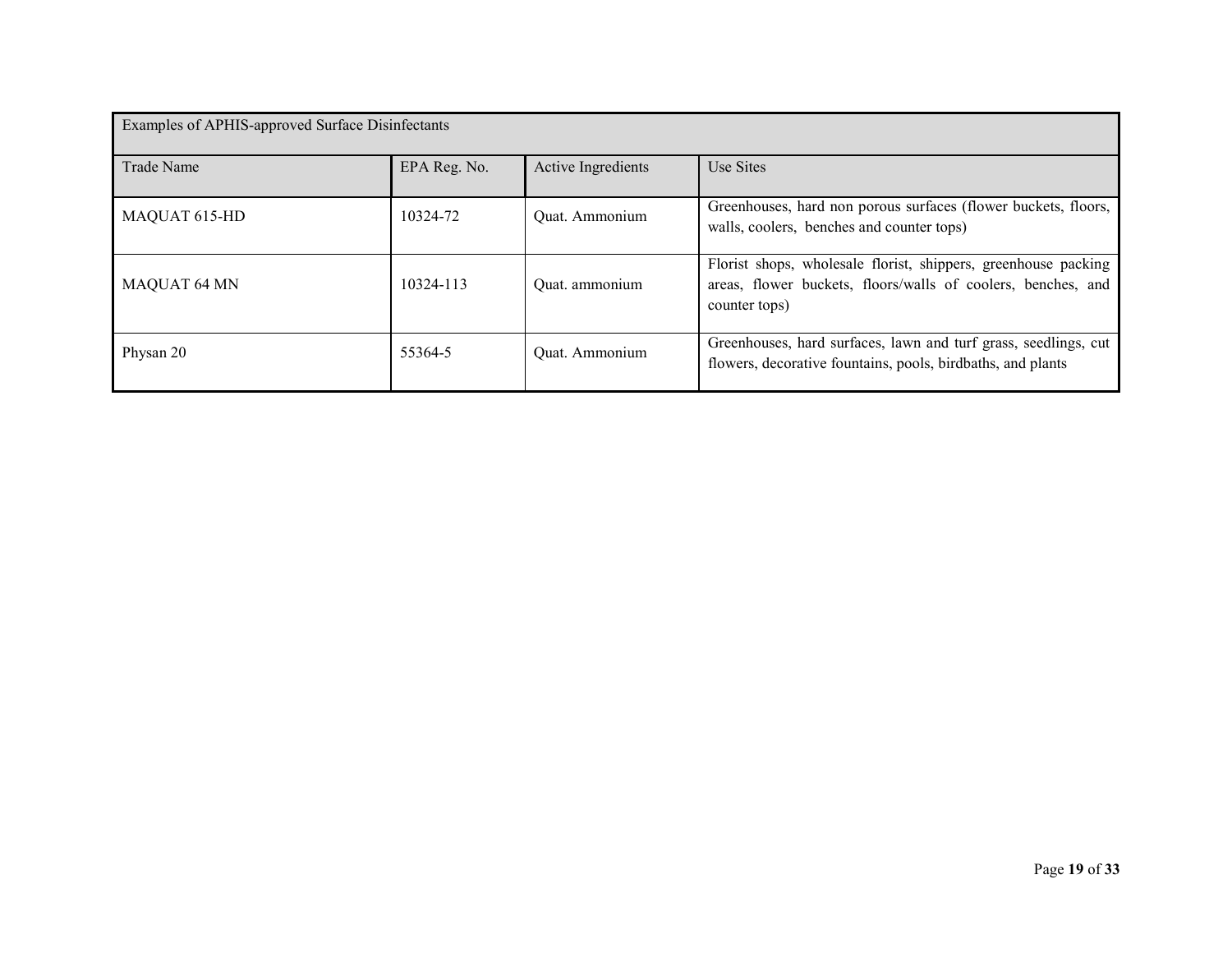| Examples of APHIS-approved Surface Disinfectants | | | |
|---|---|---|---|
| Trade Name | EPA Reg. No. | Active Ingredients | Use Sites |
| MAQUAT 615-HD | 10324-72 | Quat. Ammonium | Greenhouses, hard non porous surfaces (flower buckets, floors, walls, coolers, benches and counter tops) |
| MAQUAT 64 MN | 10324-113 | Quat. ammonium | Florist shops, wholesale florist, shippers, greenhouse packing areas, flower buckets, floors/walls of coolers, benches, and counter tops) |
| Physan 20 | 55364-5 | Quat. Ammonium | Greenhouses, hard surfaces, lawn and turf grass, seedlings, cut flowers, decorative fountains, pools, birdbaths, and plants |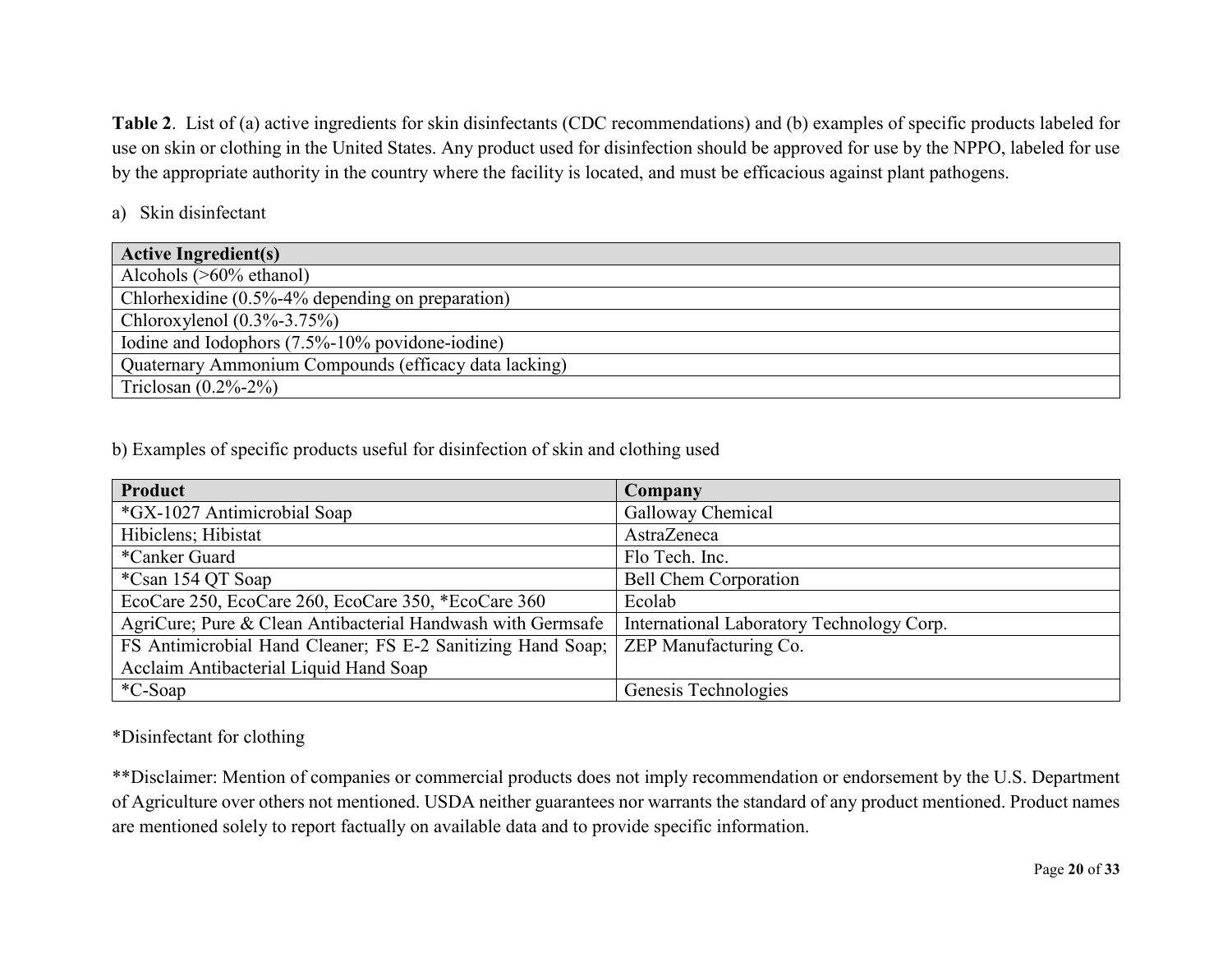**Table 2**. List of (a) active ingredients for skin disinfectants (CDC recommendations) and (b) examples of specific products labeled for use on skin or clothing in the United States. Any product used for disinfection should be approved for use by the NPPO, labeled for use by the appropriate authority in the country where the facility is located, and must be efficacious against plant pathogens.

a) Skin disinfectant

| Active Ingredient(s) |
|---|
| Alcohols (>60% ethanol) |
| Chlorhexidine (0.5%-4% depending on preparation) |
| Chloroxylenol (0.3%-3.75%) |
| Iodine and Iodophors (7.5%-10% povidone-iodine) |
| Quaternary Ammonium Compounds (efficacy data lacking) |
| Triclosan (0.2%-2%) |

b) Examples of specific products useful for disinfection of skin and clothing used

| Product | Company |
|---|---|
| *GX-1027 Antimicrobial Soap | Galloway Chemical |
| Hibiclens; Hibistat | AstraZeneca |
| *Canker Guard | Flo Tech. Inc. |
| *Csan 154 QT Soap | Bell Chem Corporation |
| EcoCare 250, EcoCare 260, EcoCare 350, *EcoCare 360 | Ecolab |
| AgriCure; Pure & Clean Antibacterial Handwash with Germsafe | International Laboratory Technology Corp. |
| FS Antimicrobial Hand Cleaner; FS E-2 Sanitizing Hand Soap; Acclaim Antibacterial Liquid Hand Soap | ZEP Manufacturing Co. |
| *C-Soap | Genesis Technologies |

*Disinfectant for clothing

**Disclaimer: Mention of companies or commercial products does not imply recommendation or endorsement by the U.S. Department of Agriculture over others not mentioned. USDA neither guarantees nor warrants the standard of any product mentioned. Product names are mentioned solely to report factually on available data and to provide specific information.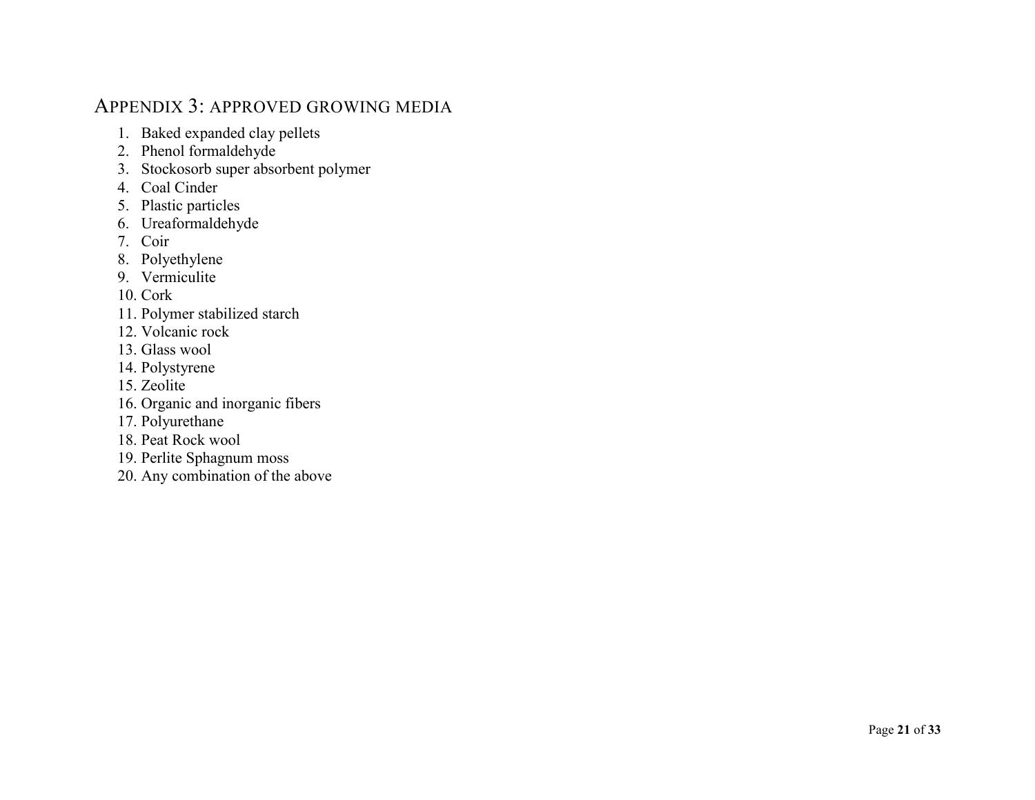## Appendix 3: Approved Growing Media

1. Baked expanded clay pellets
2. Phenol formaldehyde
3. Stockosorb super absorbent polymer
4. Coal Cinder
5. Plastic particles
6. Ureaformaldehyde
7. Coir
8. Polyethylene
9. Vermiculite
10. Cork
11. Polymer stabilized starch
12. Volcanic rock
13. Glass wool
14. Polystyrene
15. Zeolite
16. Organic and inorganic fibers
17. Polyurethane
18. Peat Rock wool
19. Perlite Sphagnum moss
20. Any combination of the above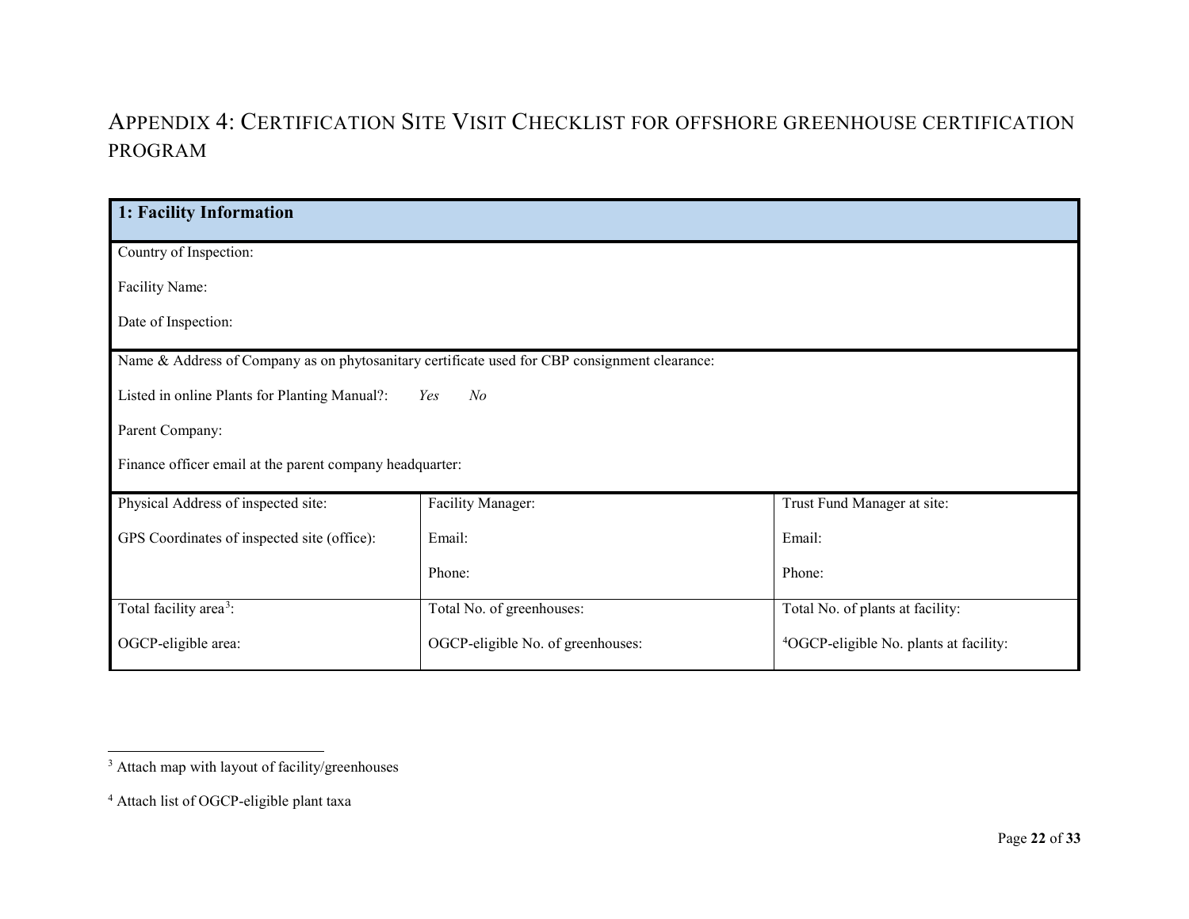# Appendix 4: Certification Site Visit Checklist for offshore greenhouse certification program

| **1: Facility Information** | | |
|---|---|---|
| Country of Inspection:<br><br>Facility Name:<br><br>Date of Inspection: | | |
| Name & Address of Company as on phytosanitary certificate used for CBP consignment clearance:<br><br>Listed in online Plants for Planting Manual?: *Yes* *No*<br><br>Parent Company:<br><br>Finance officer email at the parent company headquarter: | | |
| Physical Address of inspected site:<br><br>GPS Coordinates of inspected site (office): | Facility Manager:<br><br>Email:<br><br>Phone: | Trust Fund Manager at site:<br><br>Email:<br><br>Phone: |
| Total facility area[3]:<br><br>OGCP-eligible area: | Total No. of greenhouses:<br><br>OGCP-eligible No. of greenhouses: | Total No. of plants at facility:<br><br>[4]OGCP-eligible No. plants at facility: |

[3] Attach map with layout of facility/greenhouses

[4] Attach list of OGCP-eligible plant taxa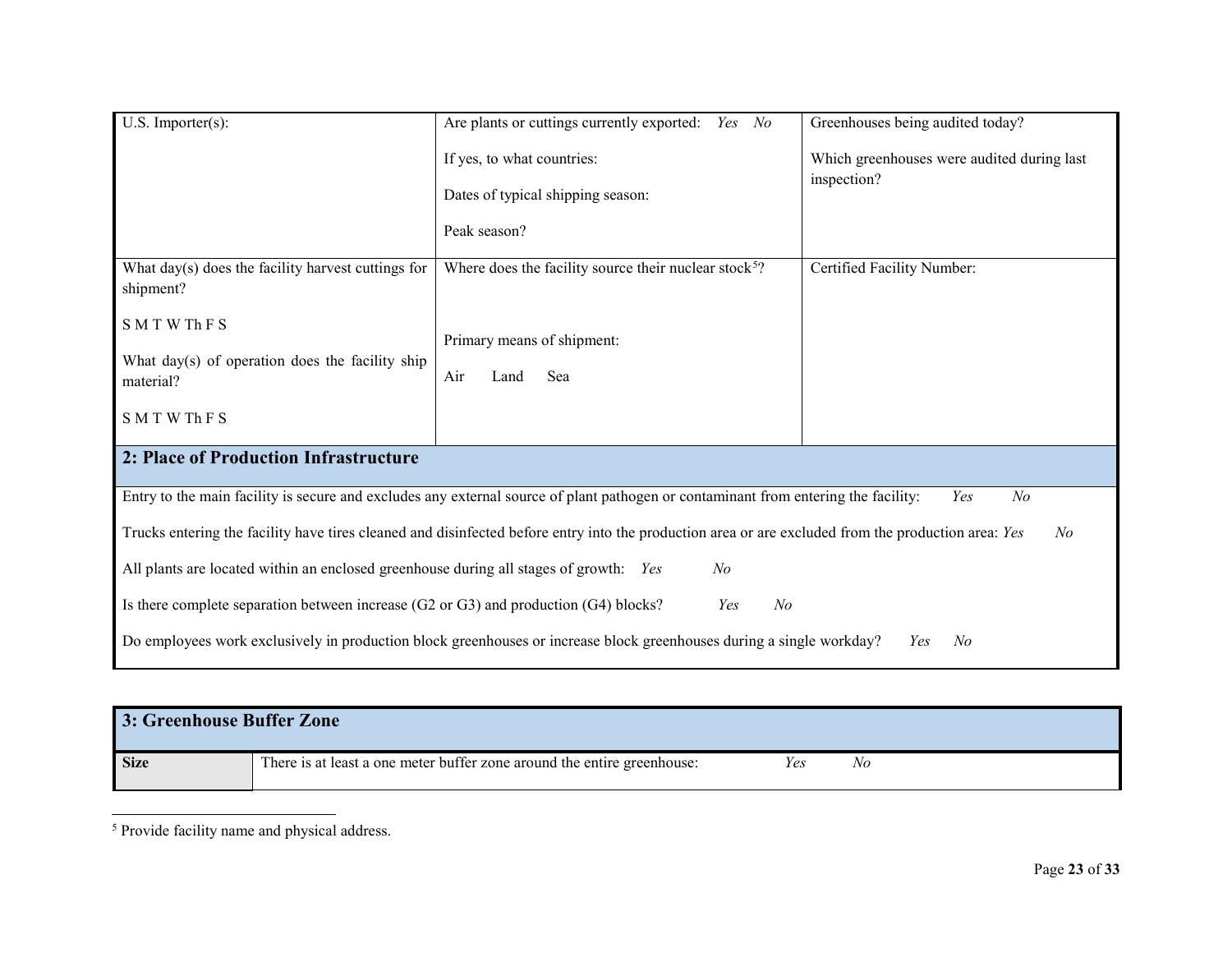| U.S. Importer(s): | Are plants or cuttings currently exported: *Yes No*<br><br>If yes, to what countries:<br><br>Dates of typical shipping season:<br><br>Peak season? | Greenhouses being audited today?<br><br>Which greenhouses were audited during last inspection? |
|---|---|---|
| What day(s) does the facility harvest cuttings for shipment?<br><br>S M T W Th F S<br><br>What day(s) of operation does the facility ship material?<br><br>S M T W Th F S | Where does the facility source their nuclear stock[5]?<br><br>Primary means of shipment:<br><br>Air Land Sea | Certified Facility Number: |

## 2: Place of Production Infrastructure

Entry to the main facility is secure and excludes any external source of plant pathogen or contaminant from entering the facility: *Yes No*

Trucks entering the facility have tires cleaned and disinfected before entry into the production area or are excluded from the production area: *Yes No*

All plants are located within an enclosed greenhouse during all stages of growth: *Yes No*

Is there complete separation between increase (G2 or G3) and production (G4) blocks? *Yes No*

Do employees work exclusively in production block greenhouses or increase block greenhouses during a single workday? *Yes No*

## 3: Greenhouse Buffer Zone

| **Size** | There is at least a one meter buffer zone around the entire greenhouse: *Yes No* |
|---|---|

[5] Provide facility name and physical address.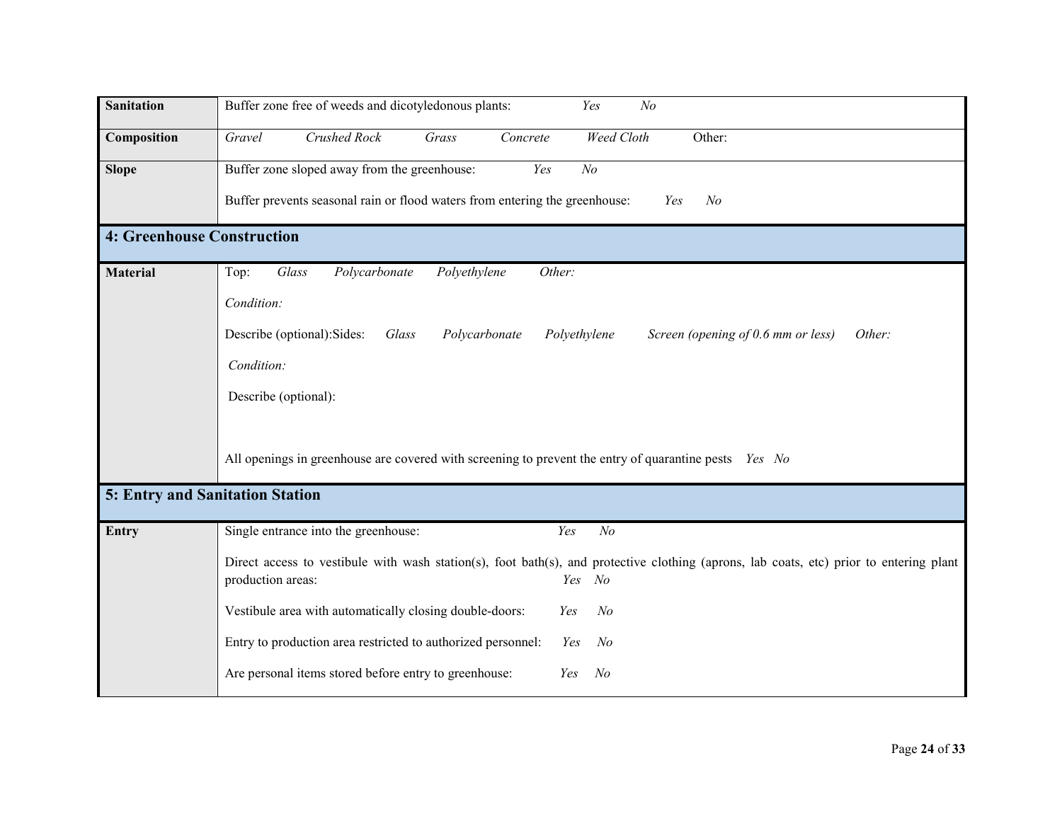| | |
|---|---|
| **Sanitation** | Buffer zone free of weeds and dicotyledonous plants: *Yes* *No* |
| **Composition** | *Gravel* *Crushed Rock* *Grass* *Concrete* *Weed Cloth* Other: |
| **Slope** | Buffer zone sloped away from the greenhouse: *Yes* *No*<br><br>Buffer prevents seasonal rain or flood waters from entering the greenhouse: *Yes* *No* |
| **4: Greenhouse Construction** | |
| **Material** | Top: *Glass* *Polycarbonate* *Polyethylene* *Other:*<br><br>*Condition:*<br><br>Describe (optional):Sides: *Glass* *Polycarbonate* *Polyethylene* *Screen (opening of 0.6 mm or less)* *Other:*<br><br>*Condition:*<br><br>Describe (optional):<br><br>All openings in greenhouse are covered with screening to prevent the entry of quarantine pests *Yes* *No* |
| **5: Entry and Sanitation Station** | |
| **Entry** | Single entrance into the greenhouse: *Yes* *No*<br><br>Direct access to vestibule with wash station(s), foot bath(s), and protective clothing (aprons, lab coats, etc) prior to entering plant production areas: *Yes* *No*<br><br>Vestibule area with automatically closing double-doors: *Yes* *No*<br><br>Entry to production area restricted to authorized personnel: *Yes* *No*<br><br>Are personal items stored before entry to greenhouse: *Yes* *No* |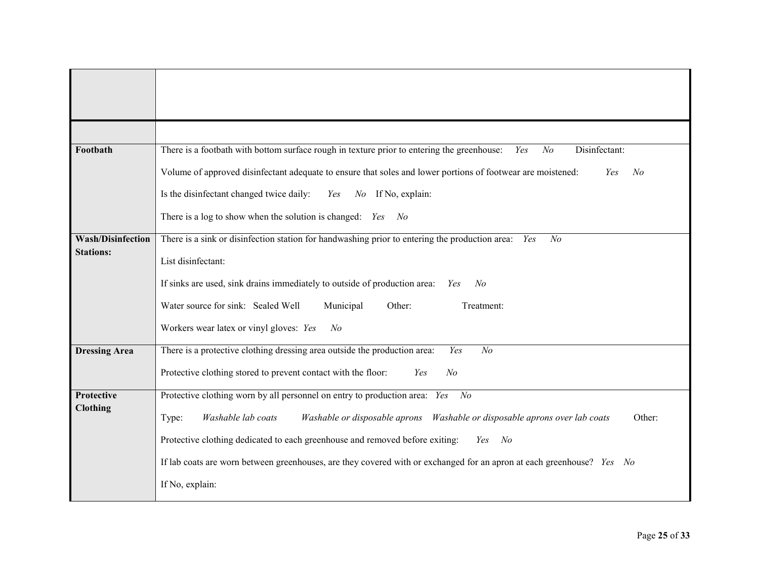| | |
|---|---|
| | |
| | |
| **Footbath** | There is a footbath with bottom surface rough in texture prior to entering the greenhouse: *Yes* *No* Disinfectant:<br><br>Volume of approved disinfectant adequate to ensure that soles and lower portions of footwear are moistened: *Yes* *No*<br><br>Is the disinfectant changed twice daily: *Yes* *No* If No, explain:<br><br>There is a log to show when the solution is changed: *Yes* *No* |
| **Wash/Disinfection Stations:** | There is a sink or disinfection station for handwashing prior to entering the production area: *Yes* *No*<br><br>List disinfectant:<br><br>If sinks are used, sink drains immediately to outside of production area: *Yes* *No*<br><br>Water source for sink: Sealed Well Municipal Other: Treatment:<br><br>Workers wear latex or vinyl gloves: *Yes* *No* |
| **Dressing Area** | There is a protective clothing dressing area outside the production area: *Yes* *No*<br><br>Protective clothing stored to prevent contact with the floor: *Yes* *No* |
| **Protective Clothing** | Protective clothing worn by all personnel on entry to production area: *Yes* *No*<br><br>Type: *Washable lab coats* *Washable or disposable aprons* *Washable or disposable aprons over lab coats* Other:<br><br>Protective clothing dedicated to each greenhouse and removed before exiting: *Yes* *No*<br><br>If lab coats are worn between greenhouses, are they covered with or exchanged for an apron at each greenhouse? *Yes* *No*<br><br>If No, explain: |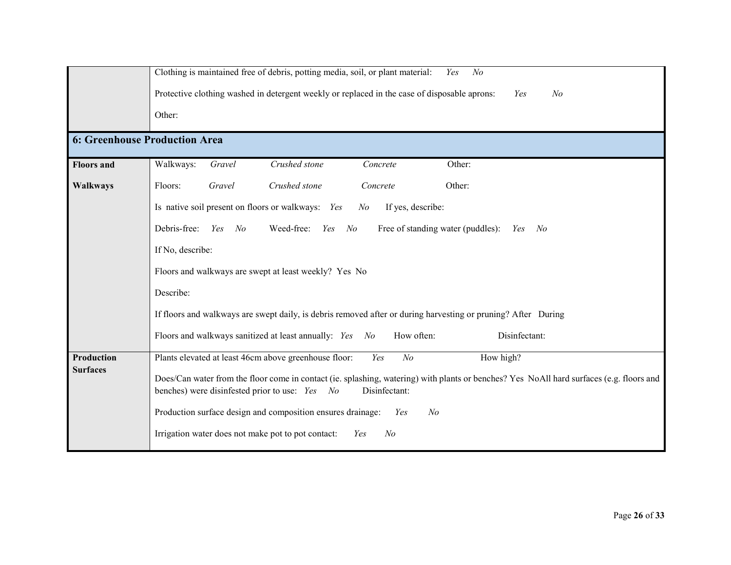| | |
|---|---|
| | Clothing is maintained free of debris, potting media, soil, or plant material: *Yes* *No*<br><br>Protective clothing washed in detergent weekly or replaced in the case of disposable aprons: *Yes* *No*<br><br>Other: |
| **6: Greenhouse Production Area** | |
| **Floors and Walkways** | Walkways: *Gravel* *Crushed stone* *Concrete* Other:<br><br>Floors: *Gravel* *Crushed stone* *Concrete* Other:<br><br>Is native soil present on floors or walkways: *Yes* *No* If yes, describe:<br><br>Debris-free: *Yes* *No* Weed-free: *Yes* *No* Free of standing water (puddles): *Yes* *No*<br><br>If No, describe:<br><br>Floors and walkways are swept at least weekly? Yes No<br><br>Describe:<br><br>If floors and walkways are swept daily, is debris removed after or during harvesting or pruning? After During<br><br>Floors and walkways sanitized at least annually: *Yes* *No* How often: Disinfectant: |
| **Production Surfaces** | Plants elevated at least 46cm above greenhouse floor: *Yes* *No* How high?<br><br>Does/Can water from the floor come in contact (ie. splashing, watering) with plants or benches? Yes NoAll hard surfaces (e.g. floors and benches) were disinfested prior to use: *Yes* *No* Disinfectant:<br><br>Production surface design and composition ensures drainage: *Yes* *No*<br><br>Irrigation water does not make pot to pot contact: *Yes* *No* |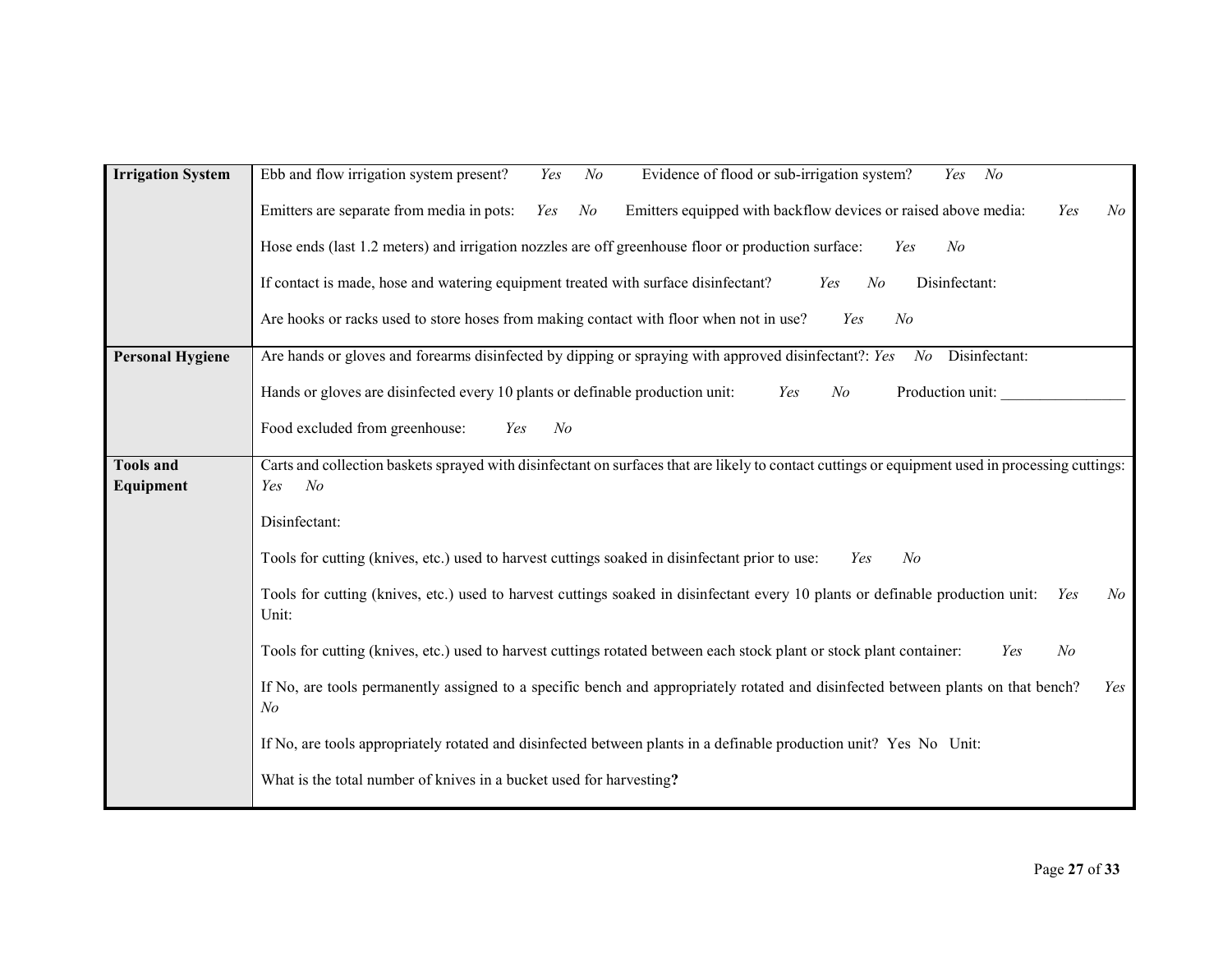| | |
|---|---|
| **Irrigation System** | Ebb and flow irrigation system present? *Yes* *No* Evidence of flood or sub-irrigation system? *Yes* *No*<br><br>Emitters are separate from media in pots: *Yes* *No* Emitters equipped with backflow devices or raised above media: *Yes* *No*<br><br>Hose ends (last 1.2 meters) and irrigation nozzles are off greenhouse floor or production surface: *Yes* *No*<br><br>If contact is made, hose and watering equipment treated with surface disinfectant? *Yes* *No* Disinfectant:<br><br>Are hooks or racks used to store hoses from making contact with floor when not in use? *Yes* *No* |
| **Personal Hygiene** | Are hands or gloves and forearms disinfected by dipping or spraying with approved disinfectant?: *Yes* *No* Disinfectant:<br><br>Hands or gloves are disinfected every 10 plants or definable production unit: *Yes* *No* Production unit: ________________<br><br>Food excluded from greenhouse: *Yes* *No* |
| **Tools and Equipment** | Carts and collection baskets sprayed with disinfectant on surfaces that are likely to contact cuttings or equipment used in processing cuttings: *Yes* *No*<br><br>Disinfectant:<br><br>Tools for cutting (knives, etc.) used to harvest cuttings soaked in disinfectant prior to use: *Yes* *No*<br><br>Tools for cutting (knives, etc.) used to harvest cuttings soaked in disinfectant every 10 plants or definable production unit: *Yes* *No* Unit:<br><br>Tools for cutting (knives, etc.) used to harvest cuttings rotated between each stock plant or stock plant container: *Yes* *No*<br><br>If No, are tools permanently assigned to a specific bench and appropriately rotated and disinfected between plants on that bench? *Yes* *No*<br><br>If No, are tools appropriately rotated and disinfected between plants in a definable production unit? Yes No Unit:<br><br>What is the total number of knives in a bucket used for harvesting**?** |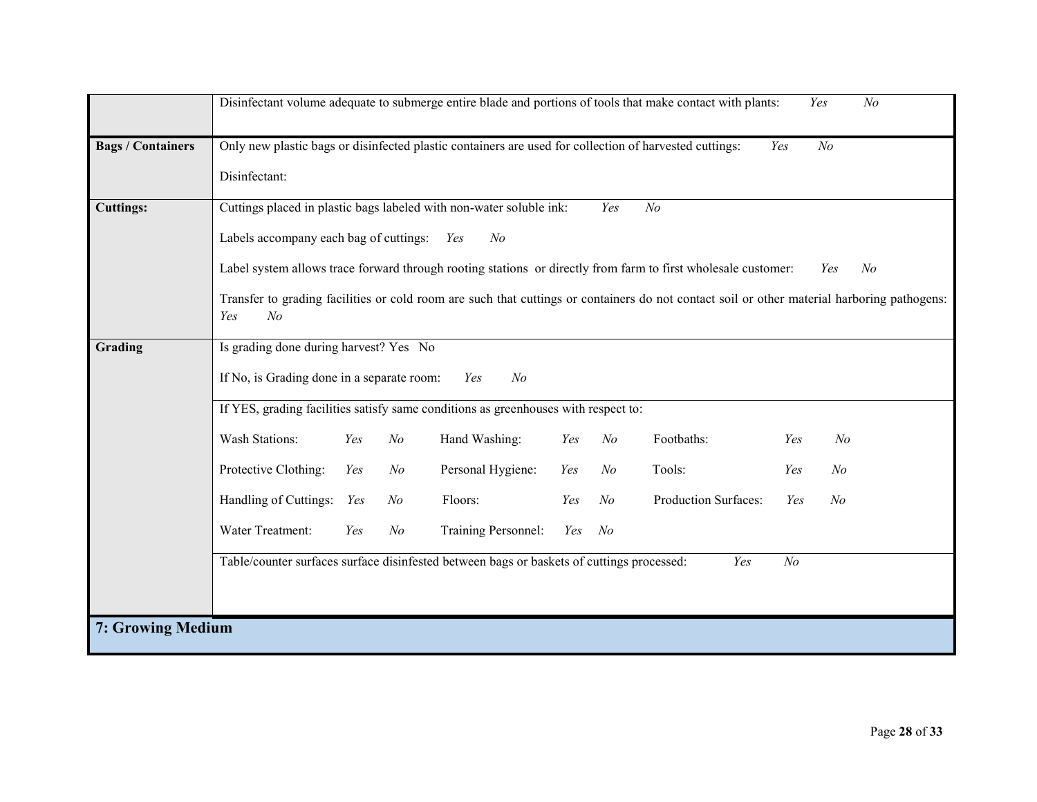| | |
|---|---|
| | Disinfectant volume adequate to submerge entire blade and portions of tools that make contact with plants: *Yes* *No* |
| **Bags / Containers** | Only new plastic bags or disinfected plastic containers are used for collection of harvested cuttings: *Yes* *No*<br><br>Disinfectant: |
| **Cuttings:** | Cuttings placed in plastic bags labeled with non-water soluble ink: *Yes* *No*<br><br>Labels accompany each bag of cuttings: *Yes* *No*<br><br>Label system allows trace forward through rooting stations or directly from farm to first wholesale customer: *Yes* *No*<br><br>Transfer to grading facilities or cold room are such that cuttings or containers do not contact soil or other material harboring pathogens: *Yes* *No* |
| **Grading** | Is grading done during harvest? Yes No<br><br>If No, is Grading done in a separate room: *Yes* *No* |
| | If YES, grading facilities satisfy same conditions as greenhouses with respect to:<br><br>Wash Stations: *Yes* *No* Hand Washing: *Yes* *No* Footbaths: *Yes* *No*<br><br>Protective Clothing: *Yes* *No* Personal Hygiene: *Yes* *No* Tools: *Yes* *No*<br><br>Handling of Cuttings: *Yes* *No* Floors: *Yes* *No* Production Surfaces: *Yes* *No*<br><br>Water Treatment: *Yes* *No* Training Personnel: *Yes* *No* |
| | Table/counter surfaces surface disinfested between bags or baskets of cuttings processed: *Yes* *No* |

## 7: Growing Medium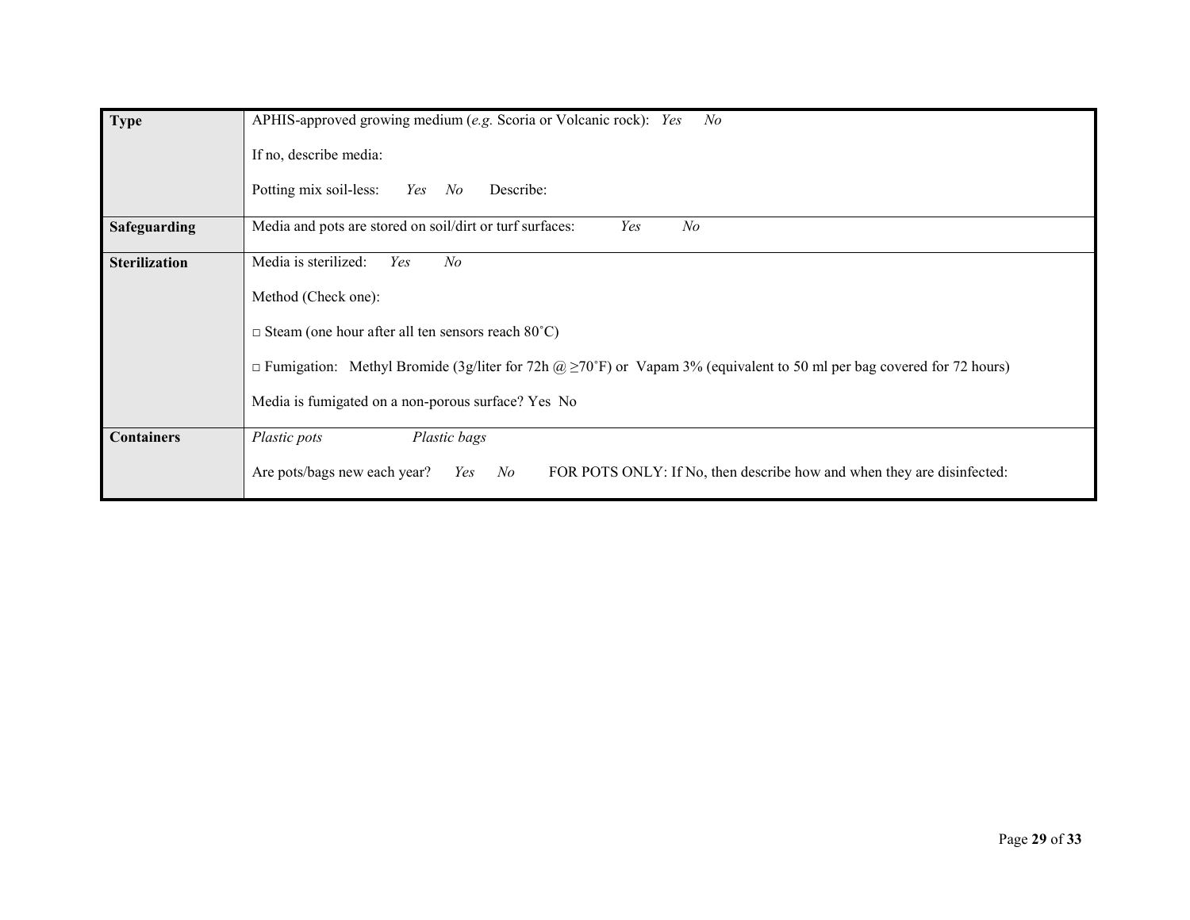| **Type** | APHIS-approved growing medium (*e.g.* Scoria or Volcanic rock): *Yes* *No*<br><br>If no, describe media:<br><br>Potting mix soil-less: *Yes* *No* Describe: |
|---|---|
| **Safeguarding** | Media and pots are stored on soil/dirt or turf surfaces: *Yes* *No* |
| **Sterilization** | Media is sterilized: *Yes* *No*<br><br>Method (Check one):<br><br>□ Steam (one hour after all ten sensors reach 80˚C)<br><br>□ Fumigation: Methyl Bromide (3g/liter for 72h @ ≥70˚F) or Vapam 3% (equivalent to 50 ml per bag covered for 72 hours)<br><br>Media is fumigated on a non-porous surface? Yes No |
| **Containers** | *Plastic pots* *Plastic bags*<br><br>Are pots/bags new each year? *Yes* *No* FOR POTS ONLY: If No, then describe how and when they are disinfected: |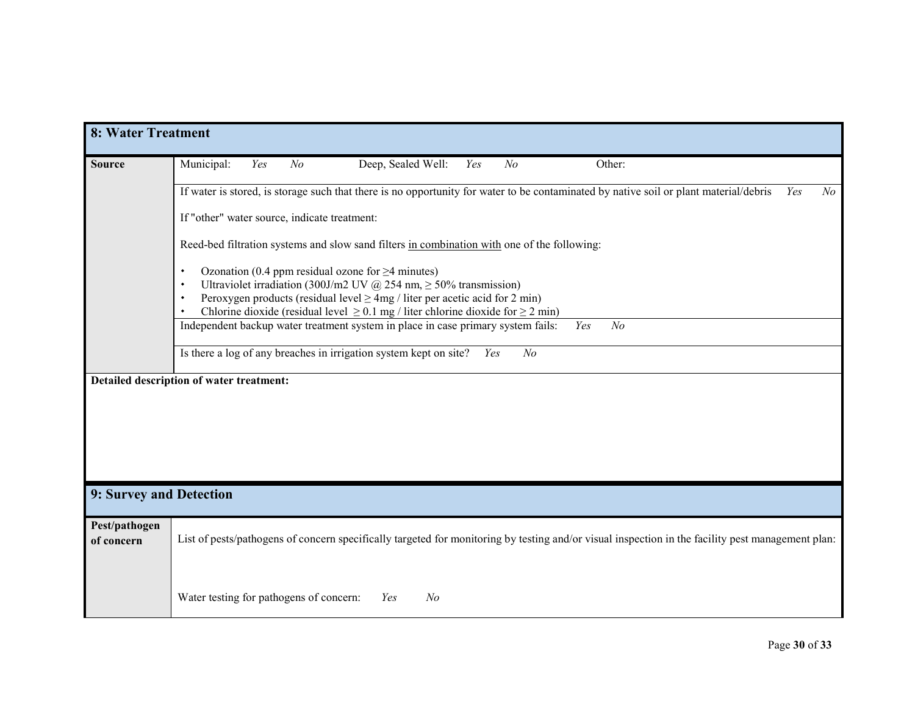## 8: Water Treatment

| **Source** | |
|---|---|
| | Municipal: *Yes* *No* Deep, Sealed Well: *Yes* *No* Other: |
| | If water is stored, is storage such that there is no opportunity for water to be contaminated by native soil or plant material/debris *Yes* *No*<br><br>If "other" water source, indicate treatment:<br><br>Reed-bed filtration systems and slow sand filters <u>in combination with</u> one of the following:<br><br>• Ozonation (0.4 ppm residual ozone for ≥4 minutes)<br>• Ultraviolet irradiation (300J/m2 UV @ 254 nm, ≥ 50% transmission)<br>• Peroxygen products (residual level ≥ 4mg / liter per acetic acid for 2 min)<br>• Chlorine dioxide (residual level ≥ 0.1 mg / liter chlorine dioxide for ≥ 2 min) |
| | Independent backup water treatment system in place in case primary system fails: *Yes* *No* |
| | Is there a log of any breaches in irrigation system kept on site? *Yes* *No* |

**Detailed description of water treatment:**

## 9: Survey and Detection

| **Pest/pathogen of concern** | |
|---|---|
| | List of pests/pathogens of concern specifically targeted for monitoring by testing and/or visual inspection in the facility pest management plan:<br><br>Water testing for pathogens of concern: *Yes* *No* |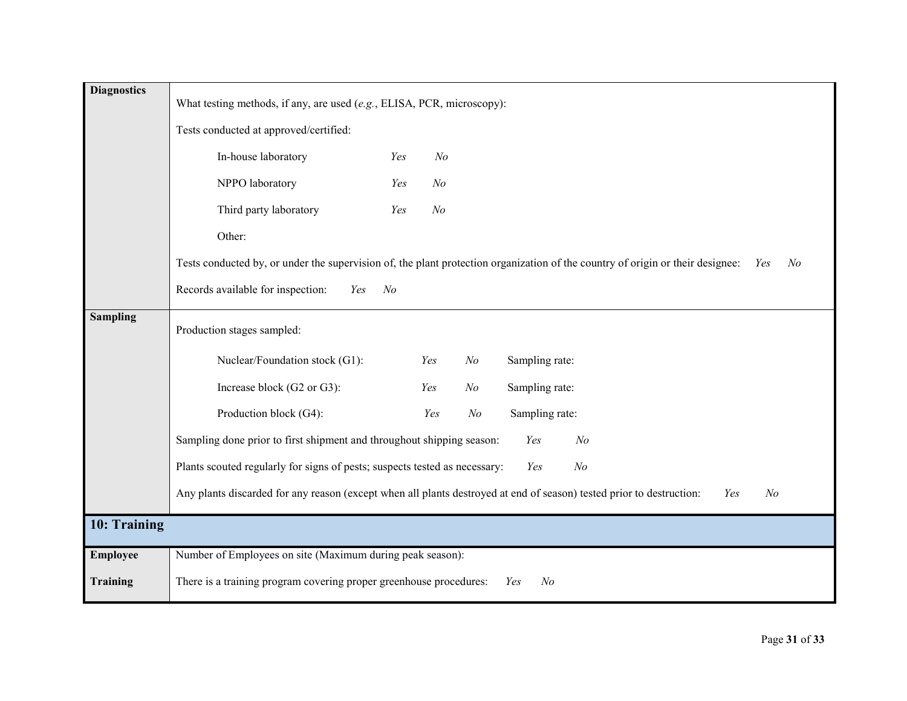| | |
|---|---|
| **Diagnostics** | What testing methods, if any, are used (*e.g.*, ELISA, PCR, microscopy):<br><br>Tests conducted at approved/certified:<br><br>In-house laboratory *Yes* *No*<br><br>NPPO laboratory *Yes* *No*<br><br>Third party laboratory *Yes* *No*<br><br>Other:<br><br>Tests conducted by, or under the supervision of, the plant protection organization of the country of origin or their designee: *Yes* *No*<br><br>Records available for inspection: *Yes* *No* |
| **Sampling** | Production stages sampled:<br><br>Nuclear/Foundation stock (G1): *Yes* *No* Sampling rate:<br><br>Increase block (G2 or G3): *Yes* *No* Sampling rate:<br><br>Production block (G4): *Yes* *No* Sampling rate:<br><br>Sampling done prior to first shipment and throughout shipping season: *Yes* *No*<br><br>Plants scouted regularly for signs of pests; suspects tested as necessary: *Yes* *No*<br><br>Any plants discarded for any reason (except when all plants destroyed at end of season) tested prior to destruction: *Yes* *No* |

## 10: Training

| | |
|---|---|
| **Employee Training** | Number of Employees on site (Maximum during peak season):<br><br>There is a training program covering proper greenhouse procedures: *Yes* *No* |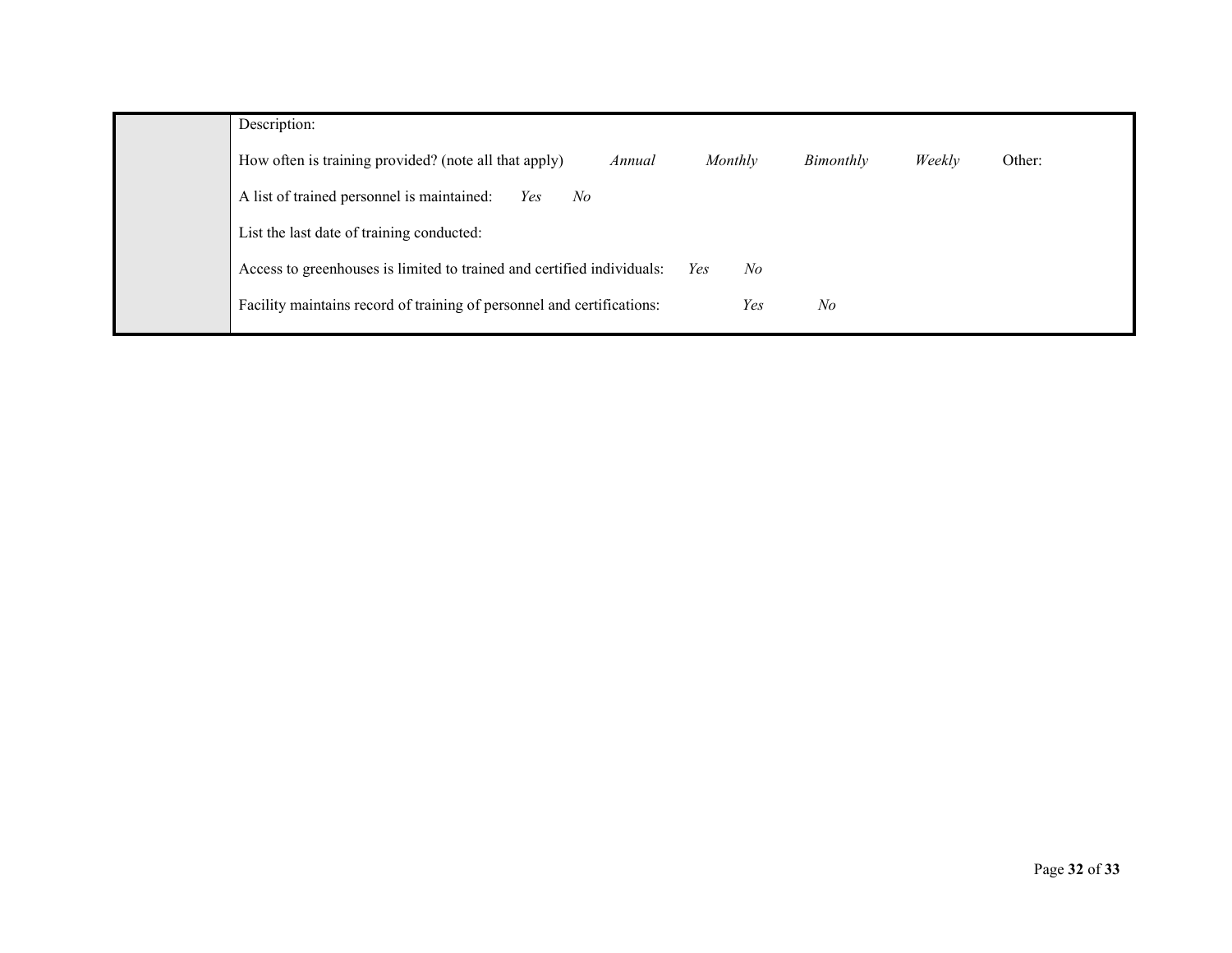| | Description:<br><br>How often is training provided? (note all that apply) *Annual* *Monthly* *Bimonthly* *Weekly* Other:<br><br>A list of trained personnel is maintained: *Yes* *No*<br><br>List the last date of training conducted:<br><br>Access to greenhouses is limited to trained and certified individuals: *Yes* *No*<br><br>Facility maintains record of training of personnel and certifications: *Yes* *No* |
|---|---|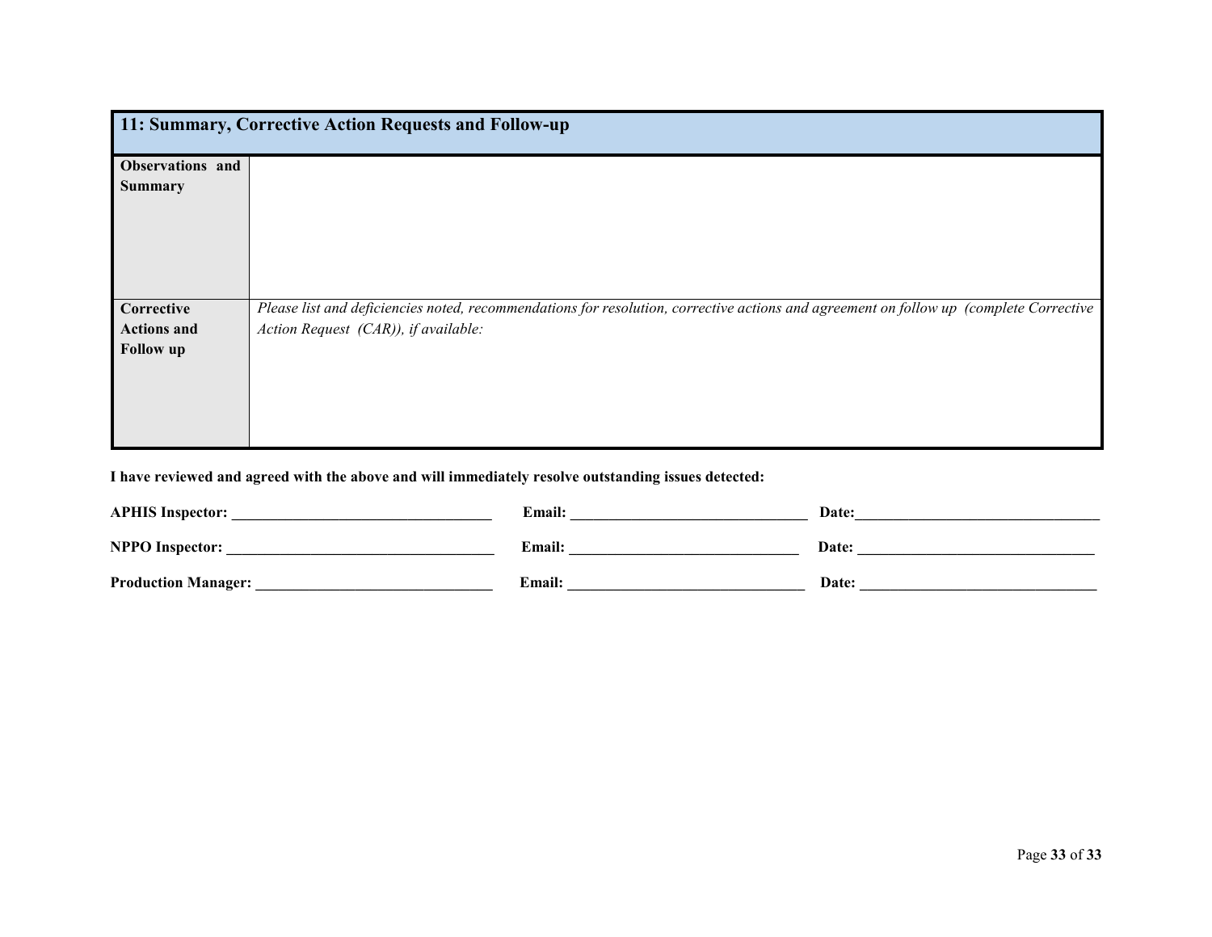| 11: Summary, Corrective Action Requests and Follow-up | |
|---|---|
| **Observations and Summary** | |
| **Corrective Actions and Follow up** | *Please list and deficiencies noted, recommendations for resolution, corrective actions and agreement on follow up (complete Corrective Action Request (CAR)), if available:* |

**I have reviewed and agreed with the above and will immediately resolve outstanding issues detected:**

**APHIS Inspector:** ___________________________________ **Email:** ________________________________ **Date:**_________________________________

**NPPO Inspector:** ___________________________________ **Email:** _______________________________ **Date:** ________________________________

**Production Manager:** ________________________________ **Email:** ________________________________ **Date:** ________________________________